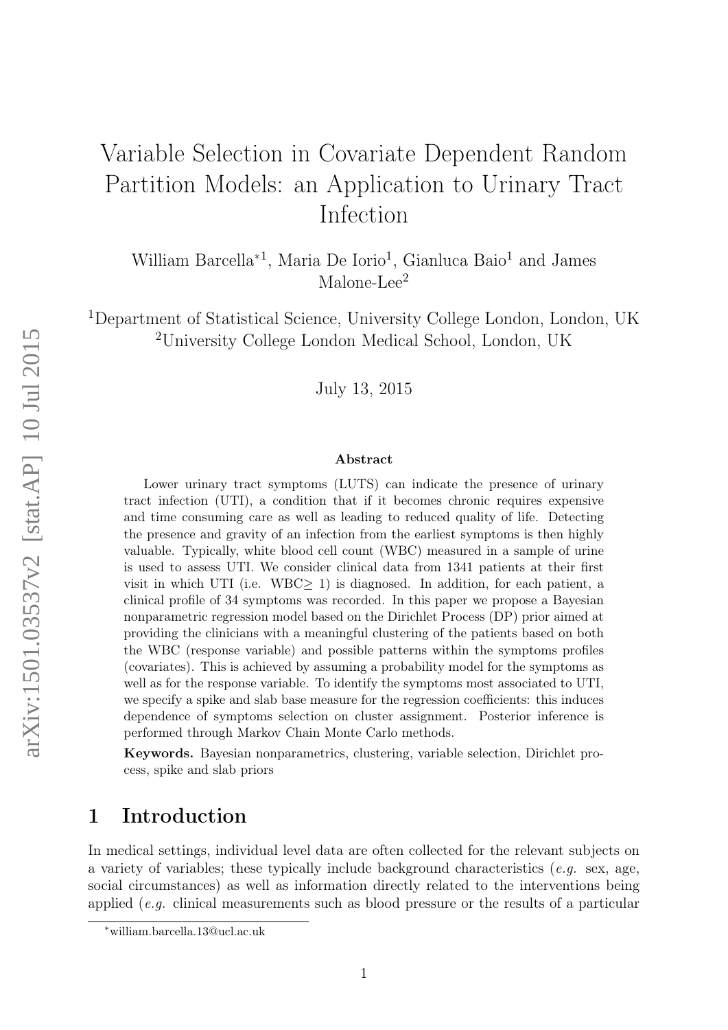# Variable Selection in Covariate Dependent Random Partition Models: an Application to Urinary Tract Infection

William Barcella*[1], Maria De Iorio[1], Gianluca Baio[1] and James Malone-Lee[2]

[1]Department of Statistical Science, University College London, London, UK
[2]University College London Medical School, London, UK

July 13, 2015

### Abstract

Lower urinary tract symptoms (LUTS) can indicate the presence of urinary tract infection (UTI), a condition that if it becomes chronic requires expensive and time consuming care as well as leading to reduced quality of life. Detecting the presence and gravity of an infection from the earliest symptoms is then highly valuable. Typically, white blood cell count (WBC) measured in a sample of urine is used to assess UTI. We consider clinical data from 1341 patients at their first visit in which UTI (i.e. WBC$\geq$ 1) is diagnosed. In addition, for each patient, a clinical profile of 34 symptoms was recorded. In this paper we propose a Bayesian nonparametric regression model based on the Dirichlet Process (DP) prior aimed at providing the clinicians with a meaningful clustering of the patients based on both the WBC (response variable) and possible patterns within the symptoms profiles (covariates). This is achieved by assuming a probability model for the symptoms as well as for the response variable. To identify the symptoms most associated to UTI, we specify a spike and slab base measure for the regression coefficients: this induces dependence of symptoms selection on cluster assignment. Posterior inference is performed through Markov Chain Monte Carlo methods.

**Keywords.** Bayesian nonparametrics, clustering, variable selection, Dirichlet process, spike and slab priors

## 1 Introduction

In medical settings, individual level data are often collected for the relevant subjects on a variety of variables; these typically include background characteristics (*e.g.* sex, age, social circumstances) as well as information directly related to the interventions being applied (*e.g.* clinical measurements such as blood pressure or the results of a particular

*william.barcella.13@ucl.ac.uk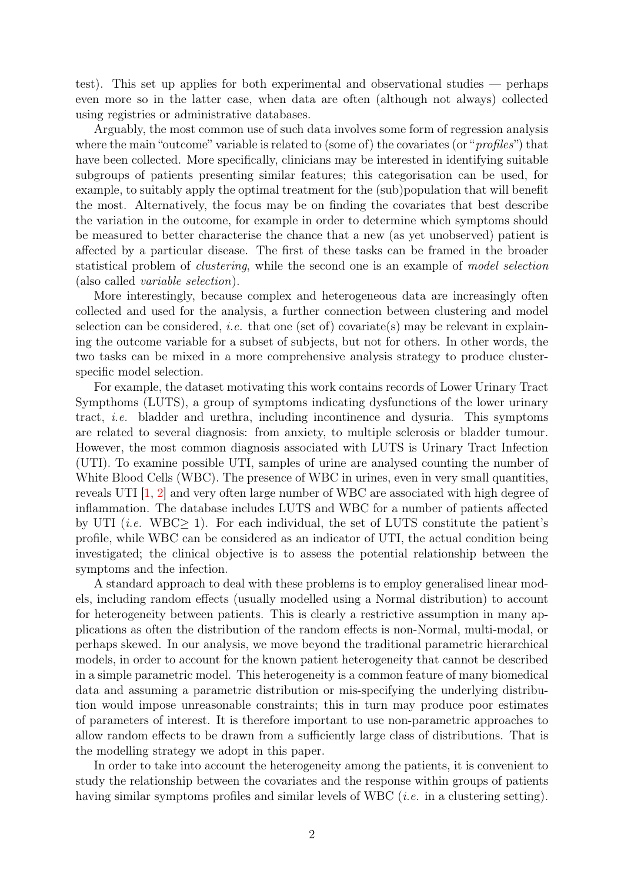test). This set up applies for both experimental and observational studies — perhaps even more so in the latter case, when data are often (although not always) collected using registries or administrative databases.

Arguably, the most common use of such data involves some form of regression analysis where the main "outcome" variable is related to (some of) the covariates (or "*profiles*") that have been collected. More specifically, clinicians may be interested in identifying suitable subgroups of patients presenting similar features; this categorisation can be used, for example, to suitably apply the optimal treatment for the (sub)population that will benefit the most. Alternatively, the focus may be on finding the covariates that best describe the variation in the outcome, for example in order to determine which symptoms should be measured to better characterise the chance that a new (as yet unobserved) patient is affected by a particular disease. The first of these tasks can be framed in the broader statistical problem of *clustering*, while the second one is an example of *model selection* (also called *variable selection*).

More interestingly, because complex and heterogeneous data are increasingly often collected and used for the analysis, a further connection between clustering and model selection can be considered, *i.e.* that one (set of) covariate(s) may be relevant in explaining the outcome variable for a subset of subjects, but not for others. In other words, the two tasks can be mixed in a more comprehensive analysis strategy to produce cluster-specific model selection.

For example, the dataset motivating this work contains records of Lower Urinary Tract Sympthoms (LUTS), a group of symptoms indicating dysfunctions of the lower urinary tract, *i.e.* bladder and urethra, including incontinence and dysuria. This symptoms are related to several diagnosis: from anxiety, to multiple sclerosis or bladder tumour. However, the most common diagnosis associated with LUTS is Urinary Tract Infection (UTI). To examine possible UTI, samples of urine are analysed counting the number of White Blood Cells (WBC). The presence of WBC in urines, even in very small quantities, reveals UTI [1, 2] and very often large number of WBC are associated with high degree of inflammation. The database includes LUTS and WBC for a number of patients affected by UTI (*i.e.* WBC$\geq$ 1). For each individual, the set of LUTS constitute the patient's profile, while WBC can be considered as an indicator of UTI, the actual condition being investigated; the clinical objective is to assess the potential relationship between the symptoms and the infection.

A standard approach to deal with these problems is to employ generalised linear models, including random effects (usually modelled using a Normal distribution) to account for heterogeneity between patients. This is clearly a restrictive assumption in many applications as often the distribution of the random effects is non-Normal, multi-modal, or perhaps skewed. In our analysis, we move beyond the traditional parametric hierarchical models, in order to account for the known patient heterogeneity that cannot be described in a simple parametric model. This heterogeneity is a common feature of many biomedical data and assuming a parametric distribution or mis-specifying the underlying distribution would impose unreasonable constraints; this in turn may produce poor estimates of parameters of interest. It is therefore important to use non-parametric approaches to allow random effects to be drawn from a sufficiently large class of distributions. That is the modelling strategy we adopt in this paper.

In order to take into account the heterogeneity among the patients, it is convenient to study the relationship between the covariates and the response within groups of patients having similar symptoms profiles and similar levels of WBC (*i.e.* in a clustering setting).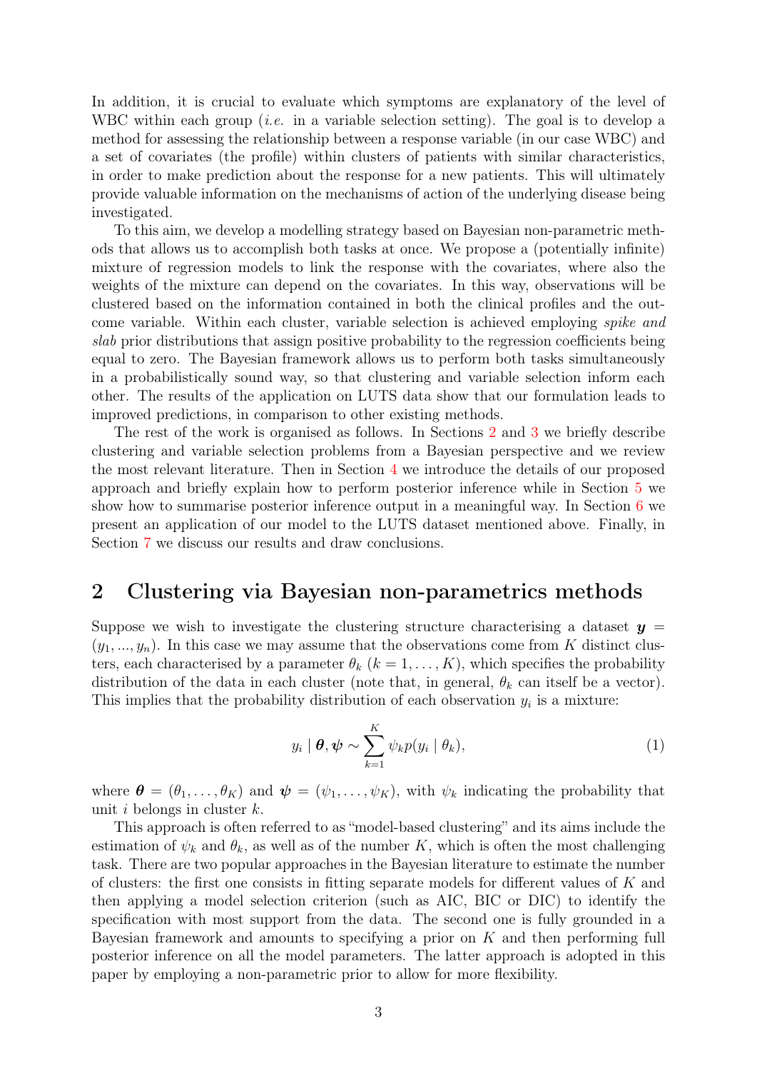In addition, it is crucial to evaluate which symptoms are explanatory of the level of WBC within each group (*i.e.* in a variable selection setting). The goal is to develop a method for assessing the relationship between a response variable (in our case WBC) and a set of covariates (the profile) within clusters of patients with similar characteristics, in order to make prediction about the response for a new patients. This will ultimately provide valuable information on the mechanisms of action of the underlying disease being investigated.

To this aim, we develop a modelling strategy based on Bayesian non-parametric methods that allows us to accomplish both tasks at once. We propose a (potentially infinite) mixture of regression models to link the response with the covariates, where also the weights of the mixture can depend on the covariates. In this way, observations will be clustered based on the information contained in both the clinical profiles and the outcome variable. Within each cluster, variable selection is achieved employing *spike and slab* prior distributions that assign positive probability to the regression coefficients being equal to zero. The Bayesian framework allows us to perform both tasks simultaneously in a probabilistically sound way, so that clustering and variable selection inform each other. The results of the application on LUTS data show that our formulation leads to improved predictions, in comparison to other existing methods.

The rest of the work is organised as follows. In Sections 2 and 3 we briefly describe clustering and variable selection problems from a Bayesian perspective and we review the most relevant literature. Then in Section 4 we introduce the details of our proposed approach and briefly explain how to perform posterior inference while in Section 5 we show how to summarise posterior inference output in a meaningful way. In Section 6 we present an application of our model to the LUTS dataset mentioned above. Finally, in Section 7 we discuss our results and draw conclusions.

## 2 Clustering via Bayesian non-parametrics methods

Suppose we wish to investigate the clustering structure characterising a dataset $\boldsymbol{y} = (y_1, ..., y_n)$. In this case we may assume that the observations come from $K$ distinct clusters, each characterised by a parameter $\theta_k$ $(k = 1, \ldots, K)$, which specifies the probability distribution of the data in each cluster (note that, in general, $\theta_k$ can itself be a vector). This implies that the probability distribution of each observation $y_i$ is a mixture:

$$y_i \mid \boldsymbol{\theta}, \boldsymbol{\psi} \sim \sum_{k=1}^{K} \psi_k p(y_i \mid \theta_k), \tag{1}$$

where $\boldsymbol{\theta} = (\theta_1, \ldots, \theta_K)$ and $\boldsymbol{\psi} = (\psi_1, \ldots, \psi_K)$, with $\psi_k$ indicating the probability that unit $i$ belongs in cluster $k$.

This approach is often referred to as "model-based clustering" and its aims include the estimation of $\psi_k$ and $\theta_k$, as well as of the number $K$, which is often the most challenging task. There are two popular approaches in the Bayesian literature to estimate the number of clusters: the first one consists in fitting separate models for different values of $K$ and then applying a model selection criterion (such as AIC, BIC or DIC) to identify the specification with most support from the data. The second one is fully grounded in a Bayesian framework and amounts to specifying a prior on $K$ and then performing full posterior inference on all the model parameters. The latter approach is adopted in this paper by employing a non-parametric prior to allow for more flexibility.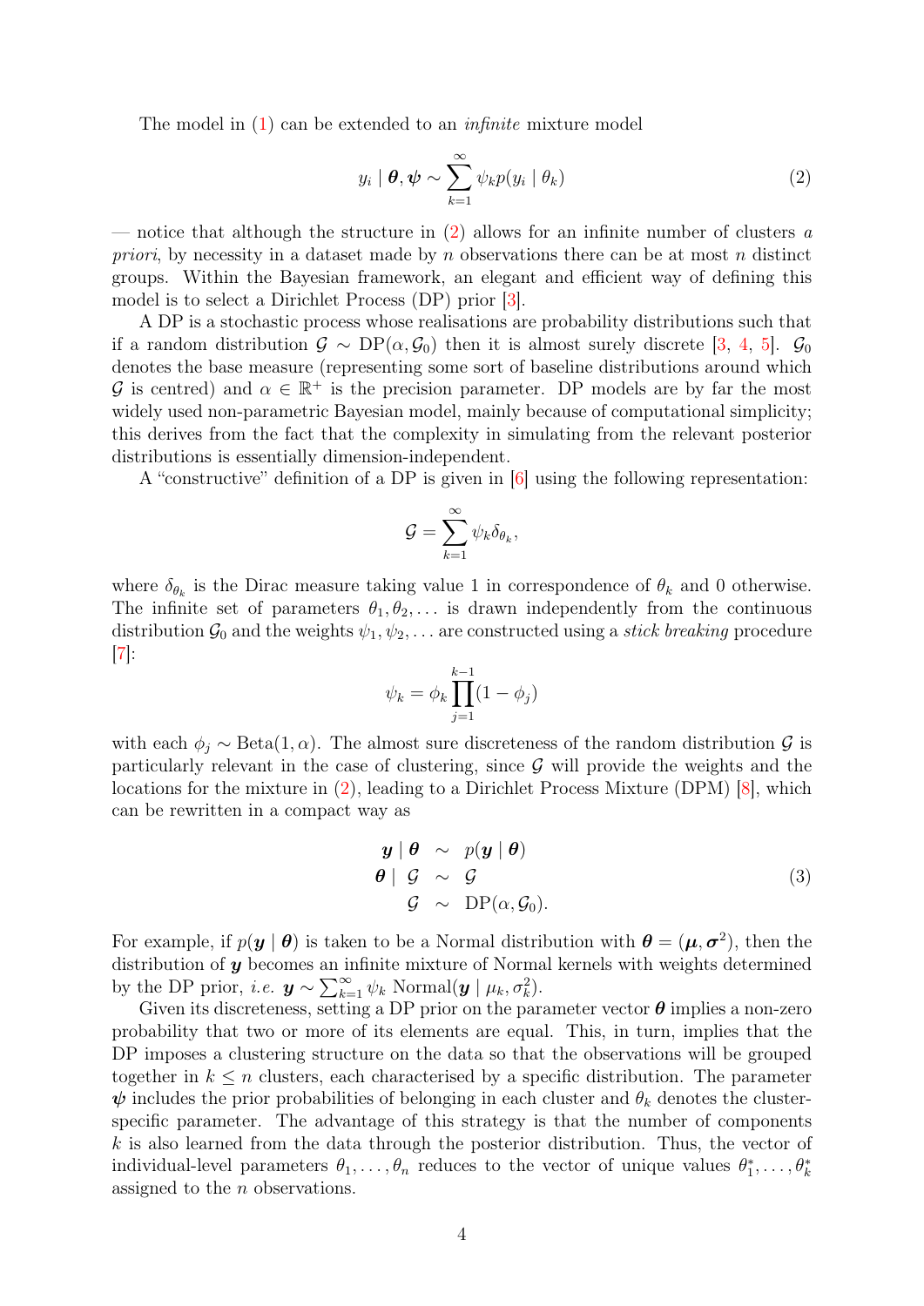The model in (1) can be extended to an *infinite* mixture model

$$y_i \mid \boldsymbol{\theta}, \boldsymbol{\psi} \sim \sum_{k=1}^{\infty} \psi_k p(y_i \mid \theta_k) \tag{2}$$

— notice that although the structure in (2) allows for an infinite number of clusters *a priori*, by necessity in a dataset made by $n$ observations there can be at most $n$ distinct groups. Within the Bayesian framework, an elegant and efficient way of defining this model is to select a Dirichlet Process (DP) prior [3].

A DP is a stochastic process whose realisations are probability distributions such that if a random distribution $\mathcal{G} \sim \text{DP}(\alpha, \mathcal{G}_0)$ then it is almost surely discrete [3, 4, 5]. $\mathcal{G}_0$ denotes the base measure (representing some sort of baseline distributions around which $\mathcal{G}$ is centred) and $\alpha \in \mathbb{R}^+$ is the precision parameter. DP models are by far the most widely used non-parametric Bayesian model, mainly because of computational simplicity; this derives from the fact that the complexity in simulating from the relevant posterior distributions is essentially dimension-independent.

A "constructive" definition of a DP is given in [6] using the following representation:

$$\mathcal{G} = \sum_{k=1}^{\infty} \psi_k \delta_{\theta_k},$$

where $\delta_{\theta_k}$ is the Dirac measure taking value 1 in correspondence of $\theta_k$ and 0 otherwise. The infinite set of parameters $\theta_1, \theta_2, \ldots$ is drawn independently from the continuous distribution $\mathcal{G}_0$ and the weights $\psi_1, \psi_2, \ldots$ are constructed using a *stick breaking* procedure [7]:

$$\psi_k = \phi_k \prod_{j=1}^{k-1} (1 - \phi_j)$$

with each $\phi_j \sim \text{Beta}(1, \alpha)$. The almost sure discreteness of the random distribution $\mathcal{G}$ is particularly relevant in the case of clustering, since $\mathcal{G}$ will provide the weights and the locations for the mixture in (2), leading to a Dirichlet Process Mixture (DPM) [8], which can be rewritten in a compact way as

$$\begin{array}{rcl} \boldsymbol{y} \mid \boldsymbol{\theta} & \sim & p(\boldsymbol{y} \mid \boldsymbol{\theta}) \\ \boldsymbol{\theta} \mid \mathcal{G} & \sim & \mathcal{G} \\ \mathcal{G} & \sim & \text{DP}(\alpha, \mathcal{G}_0). \end{array} \tag{3}$$

For example, if $p(\boldsymbol{y} \mid \boldsymbol{\theta})$ is taken to be a Normal distribution with $\boldsymbol{\theta} = (\boldsymbol{\mu}, \boldsymbol{\sigma}^2)$, then the distribution of $\boldsymbol{y}$ becomes an infinite mixture of Normal kernels with weights determined by the DP prior, *i.e.* $\boldsymbol{y} \sim \sum_{k=1}^{\infty} \psi_k \text{ Normal}(\boldsymbol{y} \mid \mu_k, \sigma_k^2)$.

Given its discreteness, setting a DP prior on the parameter vector $\boldsymbol{\theta}$ implies a non-zero probability that two or more of its elements are equal. This, in turn, implies that the DP imposes a clustering structure on the data so that the observations will be grouped together in $k \leq n$ clusters, each characterised by a specific distribution. The parameter $\boldsymbol{\psi}$ includes the prior probabilities of belonging in each cluster and $\theta_k$ denotes the cluster-specific parameter. The advantage of this strategy is that the number of components $k$ is also learned from the data through the posterior distribution. Thus, the vector of individual-level parameters $\theta_1, \ldots, \theta_n$ reduces to the vector of unique values $\theta_1^*, \ldots, \theta_k^*$ assigned to the $n$ observations.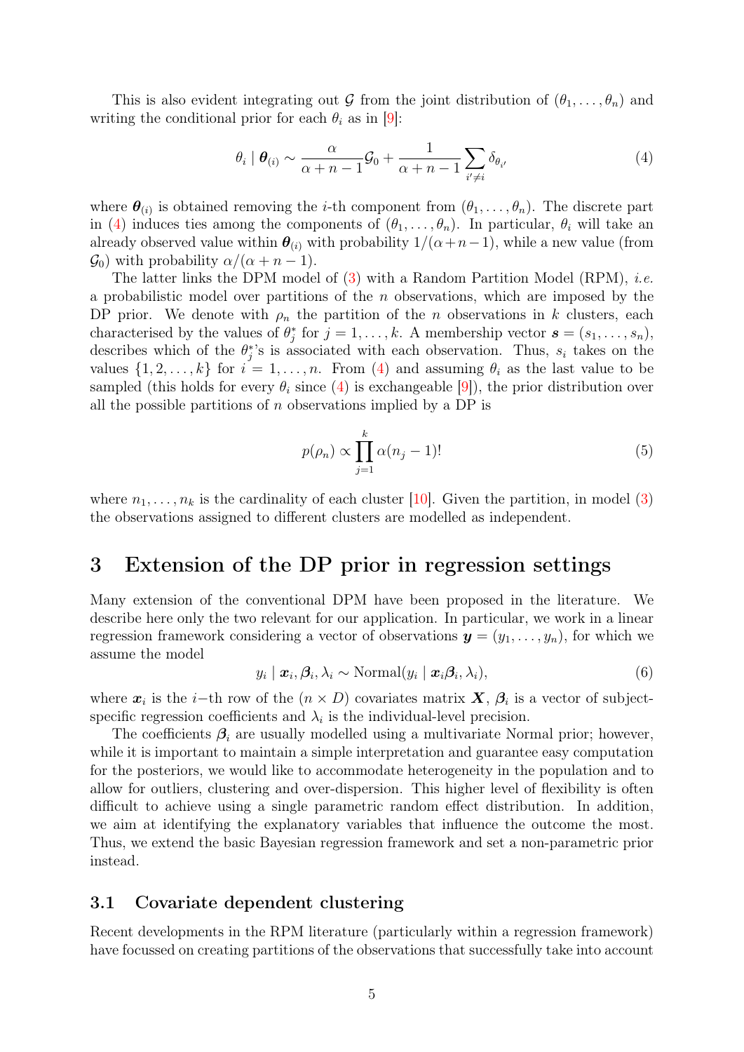This is also evident integrating out $\mathcal{G}$ from the joint distribution of $(\theta_1, \dots, \theta_n)$ and writing the conditional prior for each $\theta_i$ as in [9]:

$$\theta_i \mid \boldsymbol{\theta}_{(i)} \sim \frac{\alpha}{\alpha + n - 1}\mathcal{G}_0 + \frac{1}{\alpha + n - 1}\sum_{i' \neq i} \delta_{\theta_{i'}} \tag{4}$$

where $\boldsymbol{\theta}_{(i)}$ is obtained removing the $i$-th component from $(\theta_1, \dots, \theta_n)$. The discrete part in (4) induces ties among the components of $(\theta_1, \dots, \theta_n)$. In particular, $\theta_i$ will take an already observed value within $\boldsymbol{\theta}_{(i)}$ with probability $1/(\alpha + n - 1)$, while a new value (from $\mathcal{G}_0$) with probability $\alpha/(\alpha + n - 1)$.

The latter links the DPM model of (3) with a Random Partition Model (RPM), *i.e.* a probabilistic model over partitions of the $n$ observations, which are imposed by the DP prior. We denote with $\rho_n$ the partition of the $n$ observations in $k$ clusters, each characterised by the values of $\theta^*_j$ for $j = 1, \dots, k$. A membership vector $\boldsymbol{s} = (s_1, \dots, s_n)$, describes which of the $\theta^*_j$'s is associated with each observation. Thus, $s_i$ takes on the values $\{1, 2, \dots, k\}$ for $i = 1, \dots, n$. From (4) and assuming $\theta_i$ as the last value to be sampled (this holds for every $\theta_i$ since (4) is exchangeable [9]), the prior distribution over all the possible partitions of $n$ observations implied by a DP is

$$p(\rho_n) \propto \prod_{j=1}^{k} \alpha(n_j - 1)! \tag{5}$$

where $n_1, \dots, n_k$ is the cardinality of each cluster [10]. Given the partition, in model (3) the observations assigned to different clusters are modelled as independent.

# 3 Extension of the DP prior in regression settings

Many extension of the conventional DPM have been proposed in the literature. We describe here only the two relevant for our application. In particular, we work in a linear regression framework considering a vector of observations $\boldsymbol{y} = (y_1, \dots, y_n)$, for which we assume the model

$$y_i \mid \boldsymbol{x}_i, \boldsymbol{\beta}_i, \lambda_i \sim \text{Normal}(y_i \mid \boldsymbol{x}_i\boldsymbol{\beta}_i, \lambda_i), \tag{6}$$

where $\boldsymbol{x}_i$ is the $i$−th row of the $(n \times D)$ covariates matrix $\boldsymbol{X}$, $\boldsymbol{\beta}_i$ is a vector of subject-specific regression coefficients and $\lambda_i$ is the individual-level precision.

The coefficients $\boldsymbol{\beta}_i$ are usually modelled using a multivariate Normal prior; however, while it is important to maintain a simple interpretation and guarantee easy computation for the posteriors, we would like to accommodate heterogeneity in the population and to allow for outliers, clustering and over-dispersion. This higher level of flexibility is often difficult to achieve using a single parametric random effect distribution. In addition, we aim at identifying the explanatory variables that influence the outcome the most. Thus, we extend the basic Bayesian regression framework and set a non-parametric prior instead.

## 3.1 Covariate dependent clustering

Recent developments in the RPM literature (particularly within a regression framework) have focussed on creating partitions of the observations that successfully take into account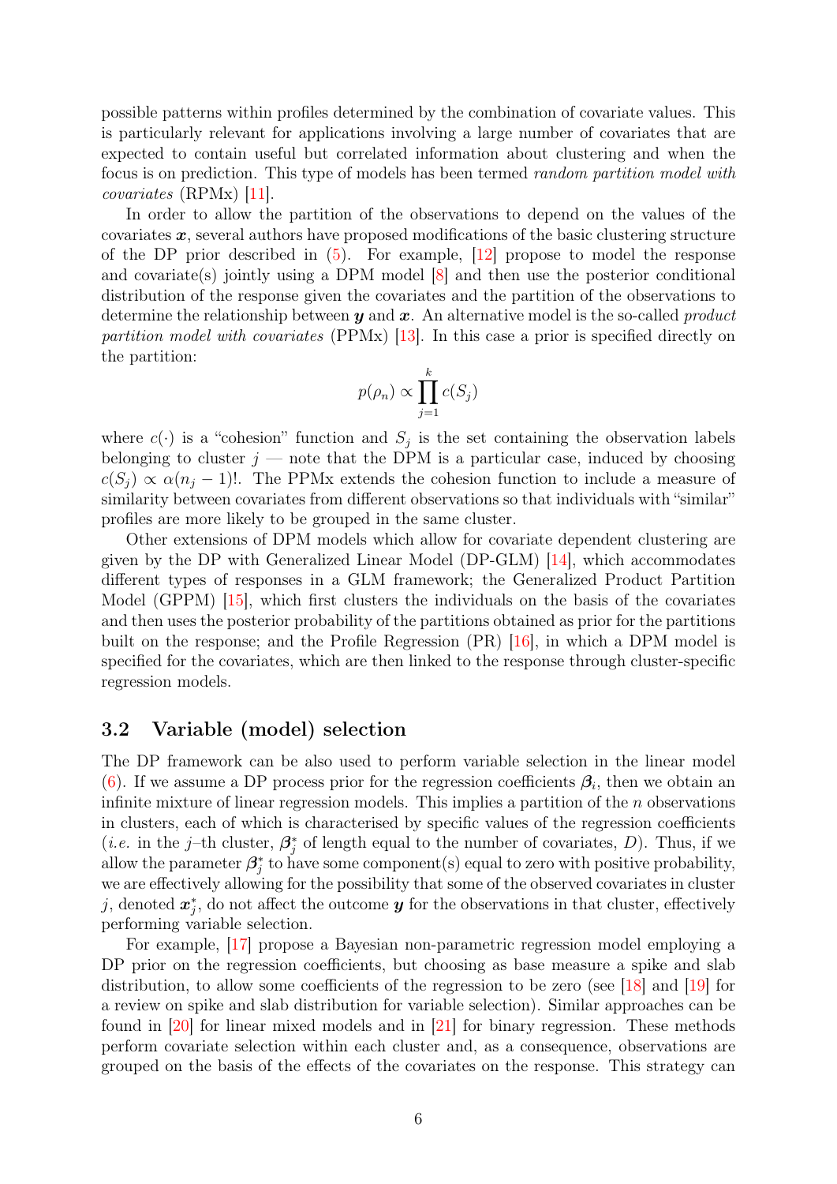possible patterns within profiles determined by the combination of covariate values. This is particularly relevant for applications involving a large number of covariates that are expected to contain useful but correlated information about clustering and when the focus is on prediction. This type of models has been termed *random partition model with covariates* (RPMx) [11].

In order to allow the partition of the observations to depend on the values of the covariates $\boldsymbol{x}$, several authors have proposed modifications of the basic clustering structure of the DP prior described in (5). For example, [12] propose to model the response and covariate(s) jointly using a DPM model [8] and then use the posterior conditional distribution of the response given the covariates and the partition of the observations to determine the relationship between $\boldsymbol{y}$ and $\boldsymbol{x}$. An alternative model is the so-called *product partition model with covariates* (PPMx) [13]. In this case a prior is specified directly on the partition:

$$p(\rho_n) \propto \prod_{j=1}^{k} c(S_j)$$

where $c(\cdot)$ is a "cohesion" function and $S_j$ is the set containing the observation labels belonging to cluster $j$ — note that the DPM is a particular case, induced by choosing $c(S_j) \propto \alpha(n_j - 1)!$. The PPMx extends the cohesion function to include a measure of similarity between covariates from different observations so that individuals with "similar" profiles are more likely to be grouped in the same cluster.

Other extensions of DPM models which allow for covariate dependent clustering are given by the DP with Generalized Linear Model (DP-GLM) [14], which accommodates different types of responses in a GLM framework; the Generalized Product Partition Model (GPPM) [15], which first clusters the individuals on the basis of the covariates and then uses the posterior probability of the partitions obtained as prior for the partitions built on the response; and the Profile Regression (PR) [16], in which a DPM model is specified for the covariates, which are then linked to the response through cluster-specific regression models.

## 3.2 Variable (model) selection

The DP framework can be also used to perform variable selection in the linear model (6). If we assume a DP process prior for the regression coefficients $\boldsymbol{\beta}_i$, then we obtain an infinite mixture of linear regression models. This implies a partition of the $n$ observations in clusters, each of which is characterised by specific values of the regression coefficients (*i.e.* in the $j$–th cluster, $\boldsymbol{\beta}^*_j$ of length equal to the number of covariates, $D$). Thus, if we allow the parameter $\boldsymbol{\beta}^*_j$ to have some component(s) equal to zero with positive probability, we are effectively allowing for the possibility that some of the observed covariates in cluster $j$, denoted $\boldsymbol{x}^*_j$, do not affect the outcome $\boldsymbol{y}$ for the observations in that cluster, effectively performing variable selection.

For example, [17] propose a Bayesian non-parametric regression model employing a DP prior on the regression coefficients, but choosing as base measure a spike and slab distribution, to allow some coefficients of the regression to be zero (see [18] and [19] for a review on spike and slab distribution for variable selection). Similar approaches can be found in [20] for linear mixed models and in [21] for binary regression. These methods perform covariate selection within each cluster and, as a consequence, observations are grouped on the basis of the effects of the covariates on the response. This strategy can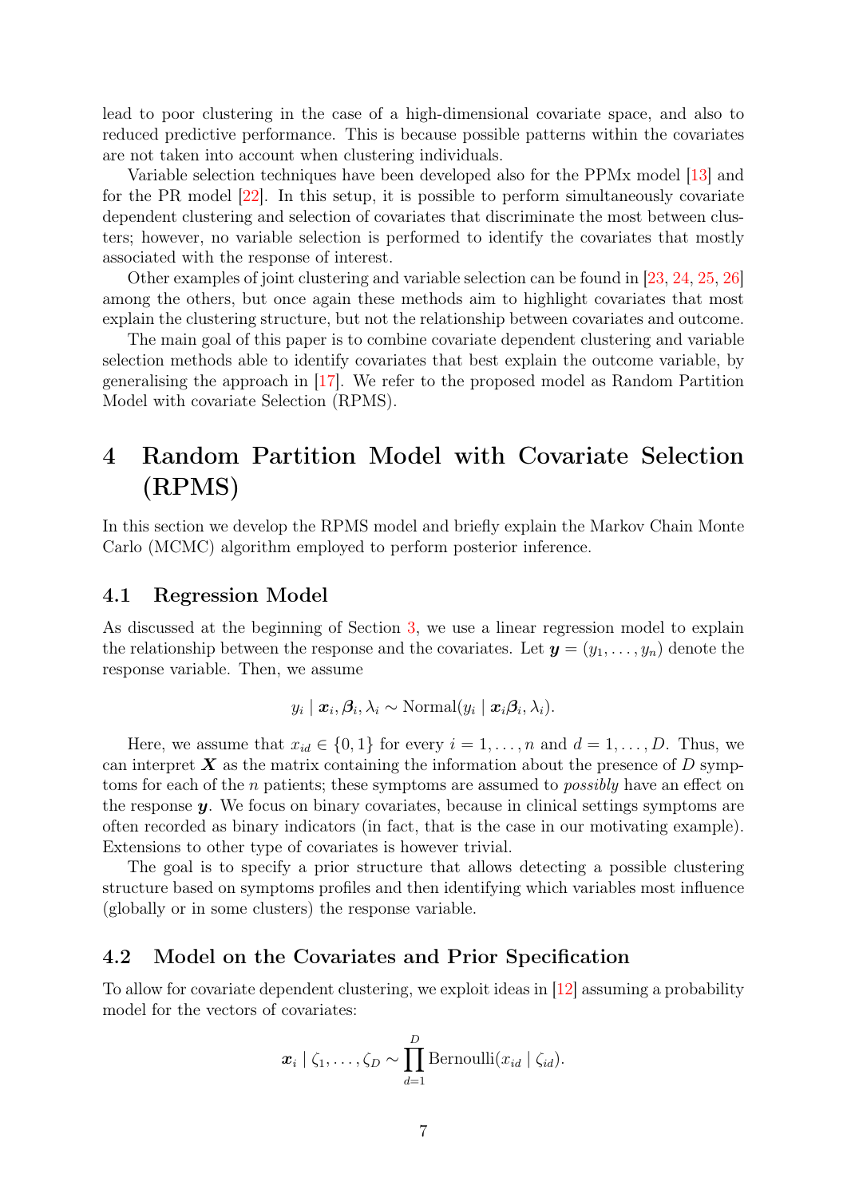lead to poor clustering in the case of a high-dimensional covariate space, and also to reduced predictive performance. This is because possible patterns within the covariates are not taken into account when clustering individuals.

Variable selection techniques have been developed also for the PPMx model [13] and for the PR model [22]. In this setup, it is possible to perform simultaneously covariate dependent clustering and selection of covariates that discriminate the most between clusters; however, no variable selection is performed to identify the covariates that mostly associated with the response of interest.

Other examples of joint clustering and variable selection can be found in [23, 24, 25, 26] among the others, but once again these methods aim to highlight covariates that most explain the clustering structure, but not the relationship between covariates and outcome.

The main goal of this paper is to combine covariate dependent clustering and variable selection methods able to identify covariates that best explain the outcome variable, by generalising the approach in [17]. We refer to the proposed model as Random Partition Model with covariate Selection (RPMS).

# 4 Random Partition Model with Covariate Selection (RPMS)

In this section we develop the RPMS model and briefly explain the Markov Chain Monte Carlo (MCMC) algorithm employed to perform posterior inference.

## 4.1 Regression Model

As discussed at the beginning of Section 3, we use a linear regression model to explain the relationship between the response and the covariates. Let $\boldsymbol{y} = (y_1, \ldots, y_n)$ denote the response variable. Then, we assume

$$y_i \mid \boldsymbol{x}_i, \boldsymbol{\beta}_i, \lambda_i \sim \text{Normal}(y_i \mid \boldsymbol{x}_i \boldsymbol{\beta}_i, \lambda_i).$$

Here, we assume that $x_{id} \in \{0, 1\}$ for every $i = 1, \ldots, n$ and $d = 1, \ldots, D$. Thus, we can interpret $\boldsymbol{X}$ as the matrix containing the information about the presence of $D$ symptoms for each of the $n$ patients; these symptoms are assumed to *possibly* have an effect on the response $\boldsymbol{y}$. We focus on binary covariates, because in clinical settings symptoms are often recorded as binary indicators (in fact, that is the case in our motivating example). Extensions to other type of covariates is however trivial.

The goal is to specify a prior structure that allows detecting a possible clustering structure based on symptoms profiles and then identifying which variables most influence (globally or in some clusters) the response variable.

## 4.2 Model on the Covariates and Prior Specification

To allow for covariate dependent clustering, we exploit ideas in [12] assuming a probability model for the vectors of covariates:

$$\boldsymbol{x}_i \mid \zeta_1, \ldots, \zeta_D \sim \prod_{d=1}^{D} \text{Bernoulli}(x_{id} \mid \zeta_{id}).$$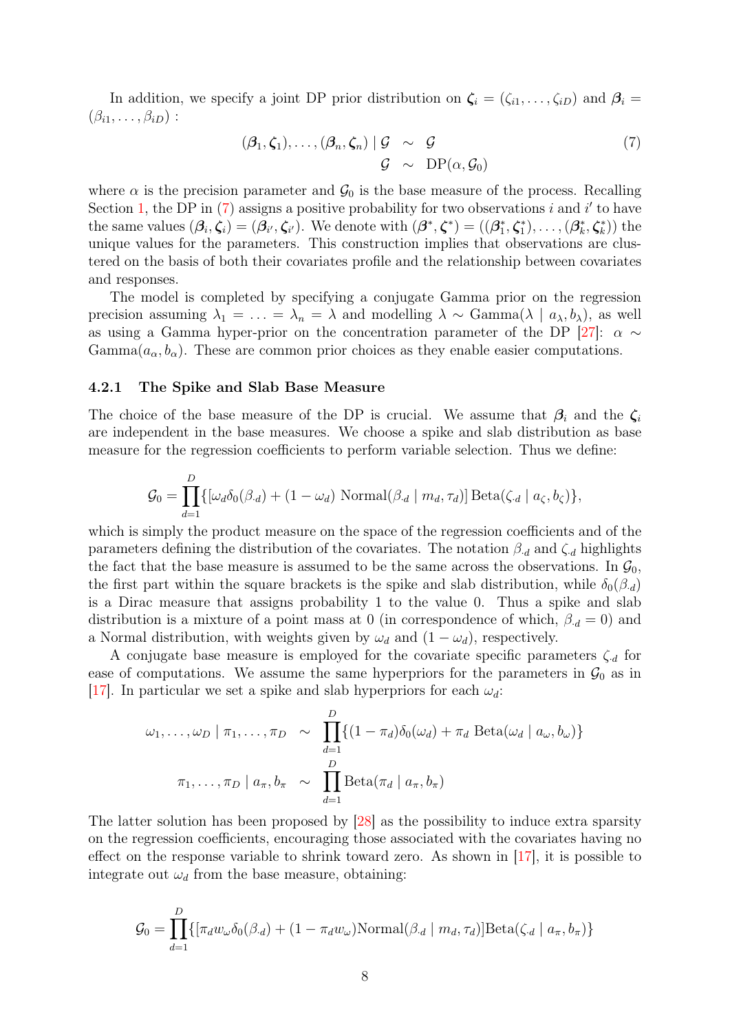In addition, we specify a joint DP prior distribution on $\boldsymbol{\zeta}_i = (\zeta_{i1}, \ldots, \zeta_{iD})$ and $\boldsymbol{\beta}_i = (\beta_{i1}, \ldots, \beta_{iD})$ :

$$
\begin{aligned}
(\boldsymbol{\beta}_1, \boldsymbol{\zeta}_1), \ldots, (\boldsymbol{\beta}_n, \boldsymbol{\zeta}_n) \mid \mathcal{G} &\sim \mathcal{G} \\
\mathcal{G} &\sim \mathrm{DP}(\alpha, \mathcal{G}_0)
\end{aligned} \tag{7}
$$

where $\alpha$ is the precision parameter and $\mathcal{G}_0$ is the base measure of the process. Recalling Section 1, the DP in (7) assigns a positive probability for two observations $i$ and $i'$ to have the same values $(\boldsymbol{\beta}_i, \boldsymbol{\zeta}_i) = (\boldsymbol{\beta}_{i'}, \boldsymbol{\zeta}_{i'})$. We denote with $(\boldsymbol{\beta}^*, \boldsymbol{\zeta}^*) = ((\boldsymbol{\beta}_1^*, \boldsymbol{\zeta}_1^*), \ldots, (\boldsymbol{\beta}_k^*, \boldsymbol{\zeta}_k^*))$ the unique values for the parameters. This construction implies that observations are clustered on the basis of both their covariates profile and the relationship between covariates and responses.

The model is completed by specifying a conjugate Gamma prior on the regression precision assuming $\lambda_1 = \ldots = \lambda_n = \lambda$ and modelling $\lambda \sim \mathrm{Gamma}(\lambda \mid a_\lambda, b_\lambda)$, as well as using a Gamma hyper-prior on the concentration parameter of the DP [27]: $\alpha \sim \mathrm{Gamma}(a_\alpha, b_\alpha)$. These are common prior choices as they enable easier computations.

#### 4.2.1 The Spike and Slab Base Measure

The choice of the base measure of the DP is crucial. We assume that $\boldsymbol{\beta}_i$ and the $\boldsymbol{\zeta}_i$ are independent in the base measures. We choose a spike and slab distribution as base measure for the regression coefficients to perform variable selection. Thus we define:

$$
\mathcal{G}_0 = \prod_{d=1}^{D} \{[\omega_d \delta_0(\beta_{\cdot d}) + (1 - \omega_d)\ \mathrm{Normal}(\beta_{\cdot d} \mid m_d, \tau_d)]\, \mathrm{Beta}(\zeta_{\cdot d} \mid a_\zeta, b_\zeta)\},
$$

which is simply the product measure on the space of the regression coefficients and of the parameters defining the distribution of the covariates. The notation $\beta_{\cdot d}$ and $\zeta_{\cdot d}$ highlights the fact that the base measure is assumed to be the same across the observations. In $\mathcal{G}_0$, the first part within the square brackets is the spike and slab distribution, while $\delta_0(\beta_{\cdot d})$ is a Dirac measure that assigns probability 1 to the value 0. Thus a spike and slab distribution is a mixture of a point mass at 0 (in correspondence of which, $\beta_{\cdot d} = 0$) and a Normal distribution, with weights given by $\omega_d$ and $(1 - \omega_d)$, respectively.

A conjugate base measure is employed for the covariate specific parameters $\zeta_{\cdot d}$ for ease of computations. We assume the same hyperpriors for the parameters in $\mathcal{G}_0$ as in [17]. In particular we set a spike and slab hyperpriors for each $\omega_d$:

$$
\begin{aligned}
\omega_1, \ldots, \omega_D \mid \pi_1, \ldots, \pi_D &\sim \prod_{d=1}^{D} \{(1 - \pi_d)\delta_0(\omega_d) + \pi_d\ \mathrm{Beta}(\omega_d \mid a_\omega, b_\omega)\} \\
\pi_1, \ldots, \pi_D \mid a_\pi, b_\pi &\sim \prod_{d=1}^{D} \mathrm{Beta}(\pi_d \mid a_\pi, b_\pi)
\end{aligned}
$$

The latter solution has been proposed by [28] as the possibility to induce extra sparsity on the regression coefficients, encouraging those associated with the covariates having no effect on the response variable to shrink toward zero. As shown in [17], it is possible to integrate out $\omega_d$ from the base measure, obtaining:

$$
\mathcal{G}_0 = \prod_{d=1}^{D} \{[\pi_d w_\omega \delta_0(\beta_{\cdot d}) + (1 - \pi_d w_\omega)\mathrm{Normal}(\beta_{\cdot d} \mid m_d, \tau_d)]\mathrm{Beta}(\zeta_{\cdot d} \mid a_\pi, b_\pi)\}
$$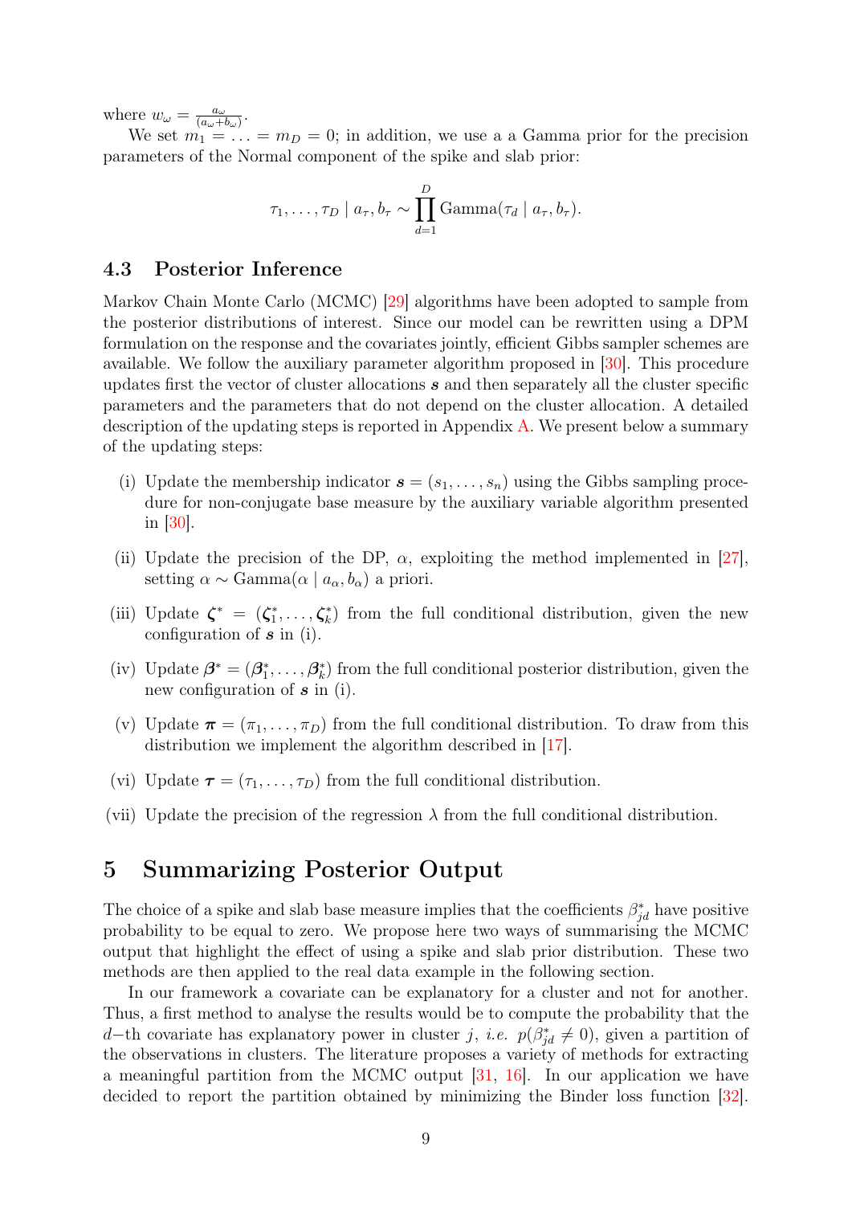where $w_\omega = \frac{a_\omega}{(a_\omega + b_\omega)}$.

We set $m_1 = \ldots = m_D = 0$; in addition, we use a a Gamma prior for the precision parameters of the Normal component of the spike and slab prior:

$$\tau_1, \ldots, \tau_D \mid a_\tau, b_\tau \sim \prod_{d=1}^{D} \text{Gamma}(\tau_d \mid a_\tau, b_\tau).$$

### 4.3 Posterior Inference

Markov Chain Monte Carlo (MCMC) [29] algorithms have been adopted to sample from the posterior distributions of interest. Since our model can be rewritten using a DPM formulation on the response and the covariates jointly, efficient Gibbs sampler schemes are available. We follow the auxiliary parameter algorithm proposed in [30]. This procedure updates first the vector of cluster allocations $\boldsymbol{s}$ and then separately all the cluster specific parameters and the parameters that do not depend on the cluster allocation. A detailed description of the updating steps is reported in Appendix A. We present below a summary of the updating steps:

(i) Update the membership indicator $\boldsymbol{s} = (s_1, \ldots, s_n)$ using the Gibbs sampling procedure for non-conjugate base measure by the auxiliary variable algorithm presented in [30].

(ii) Update the precision of the DP, $\alpha$, exploiting the method implemented in [27], setting $\alpha \sim \text{Gamma}(\alpha \mid a_\alpha, b_\alpha)$ a priori.

(iii) Update $\boldsymbol{\zeta}^* = (\boldsymbol{\zeta}_1^*, \ldots, \boldsymbol{\zeta}_k^*)$ from the full conditional distribution, given the new configuration of $\boldsymbol{s}$ in (i).

(iv) Update $\boldsymbol{\beta}^* = (\boldsymbol{\beta}_1^*, \ldots, \boldsymbol{\beta}_k^*)$ from the full conditional posterior distribution, given the new configuration of $\boldsymbol{s}$ in (i).

(v) Update $\boldsymbol{\pi} = (\pi_1, \ldots, \pi_D)$ from the full conditional distribution. To draw from this distribution we implement the algorithm described in [17].

(vi) Update $\boldsymbol{\tau} = (\tau_1, \ldots, \tau_D)$ from the full conditional distribution.

(vii) Update the precision of the regression $\lambda$ from the full conditional distribution.

## 5 Summarizing Posterior Output

The choice of a spike and slab base measure implies that the coefficients $\beta_{jd}^*$ have positive probability to be equal to zero. We propose here two ways of summarising the MCMC output that highlight the effect of using a spike and slab prior distribution. These two methods are then applied to the real data example in the following section.

In our framework a covariate can be explanatory for a cluster and not for another. Thus, a first method to analyse the results would be to compute the probability that the $d$−th covariate has explanatory power in cluster $j$, *i.e.* $p(\beta_{jd}^* \neq 0)$, given a partition of the observations in clusters. The literature proposes a variety of methods for extracting a meaningful partition from the MCMC output [31, 16]. In our application we have decided to report the partition obtained by minimizing the Binder loss function [32].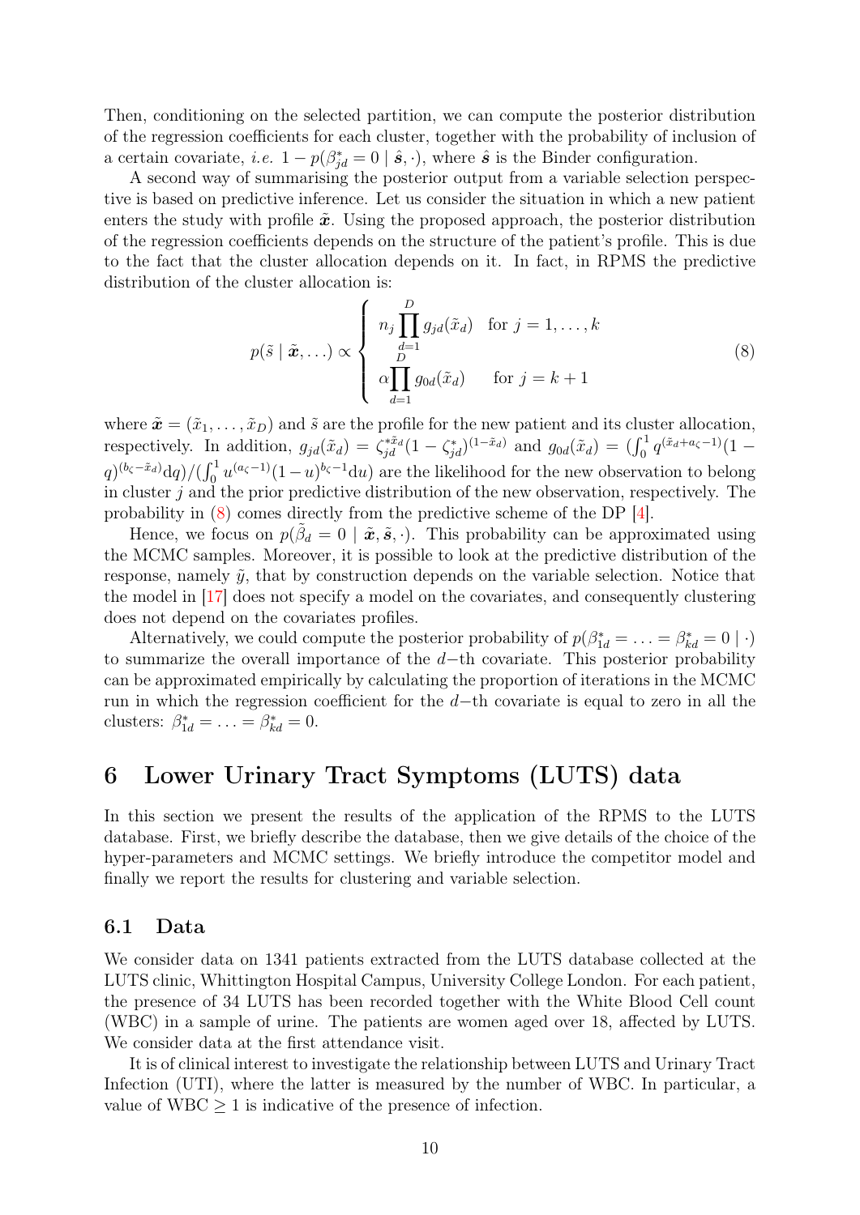Then, conditioning on the selected partition, we can compute the posterior distribution of the regression coefficients for each cluster, together with the probability of inclusion of a certain covariate, *i.e.* $1 - p(\beta^*_{jd} = 0 \mid \hat{\boldsymbol{s}}, \cdot)$, where $\hat{\boldsymbol{s}}$ is the Binder configuration.

A second way of summarising the posterior output from a variable selection perspective is based on predictive inference. Let us consider the situation in which a new patient enters the study with profile $\tilde{\boldsymbol{x}}$. Using the proposed approach, the posterior distribution of the regression coefficients depends on the structure of the patient's profile. This is due to the fact that the cluster allocation depends on it. In fact, in RPMS the predictive distribution of the cluster allocation is:

$$
p(\tilde{s} \mid \tilde{\boldsymbol{x}}, \ldots) \propto \begin{cases} n_j \prod_{d=1}^{D} g_{jd}(\tilde{x}_d) & \text{for } j = 1, \ldots, k \\ \alpha \prod_{d=1}^{D} g_{0d}(\tilde{x}_d) & \text{for } j = k+1 \end{cases} \tag{8}
$$

where $\tilde{\boldsymbol{x}} = (\tilde{x}_1, \ldots, \tilde{x}_D)$ and $\tilde{s}$ are the profile for the new patient and its cluster allocation, respectively. In addition, $g_{jd}(\tilde{x}_d) = \zeta^{*\tilde{x}_d}_{jd}(1 - \zeta^*_{jd})^{(1-\tilde{x}_d)}$ and $g_{0d}(\tilde{x}_d) = (\int_0^1 q^{(\tilde{x}_d + a_\zeta - 1)}(1 - q)^{(b_\zeta - \tilde{x}_d)} \mathrm{d}q)/(\int_0^1 u^{(a_\zeta - 1)}(1-u)^{b_\zeta - 1} \mathrm{d}u)$ are the likelihood for the new observation to belong in cluster $j$ and the prior predictive distribution of the new observation, respectively. The probability in (8) comes directly from the predictive scheme of the DP [4].

Hence, we focus on $p(\tilde{\beta}_d = 0 \mid \tilde{\boldsymbol{x}}, \tilde{\boldsymbol{s}}, \cdot)$. This probability can be approximated using the MCMC samples. Moreover, it is possible to look at the predictive distribution of the response, namely $\tilde{y}$, that by construction depends on the variable selection. Notice that the model in [17] does not specify a model on the covariates, and consequently clustering does not depend on the covariates profiles.

Alternatively, we could compute the posterior probability of $p(\beta^*_{1d} = \ldots = \beta^*_{kd} = 0 \mid \cdot)$ to summarize the overall importance of the $d-$th covariate. This posterior probability can be approximated empirically by calculating the proportion of iterations in the MCMC run in which the regression coefficient for the $d-$th covariate is equal to zero in all the clusters: $\beta^*_{1d} = \ldots = \beta^*_{kd} = 0$.

# 6 Lower Urinary Tract Symptoms (LUTS) data

In this section we present the results of the application of the RPMS to the LUTS database. First, we briefly describe the database, then we give details of the choice of the hyper-parameters and MCMC settings. We briefly introduce the competitor model and finally we report the results for clustering and variable selection.

## 6.1 Data

We consider data on 1341 patients extracted from the LUTS database collected at the LUTS clinic, Whittington Hospital Campus, University College London. For each patient, the presence of 34 LUTS has been recorded together with the White Blood Cell count (WBC) in a sample of urine. The patients are women aged over 18, affected by LUTS. We consider data at the first attendance visit.

It is of clinical interest to investigate the relationship between LUTS and Urinary Tract Infection (UTI), where the latter is measured by the number of WBC. In particular, a value of WBC $\geq 1$ is indicative of the presence of infection.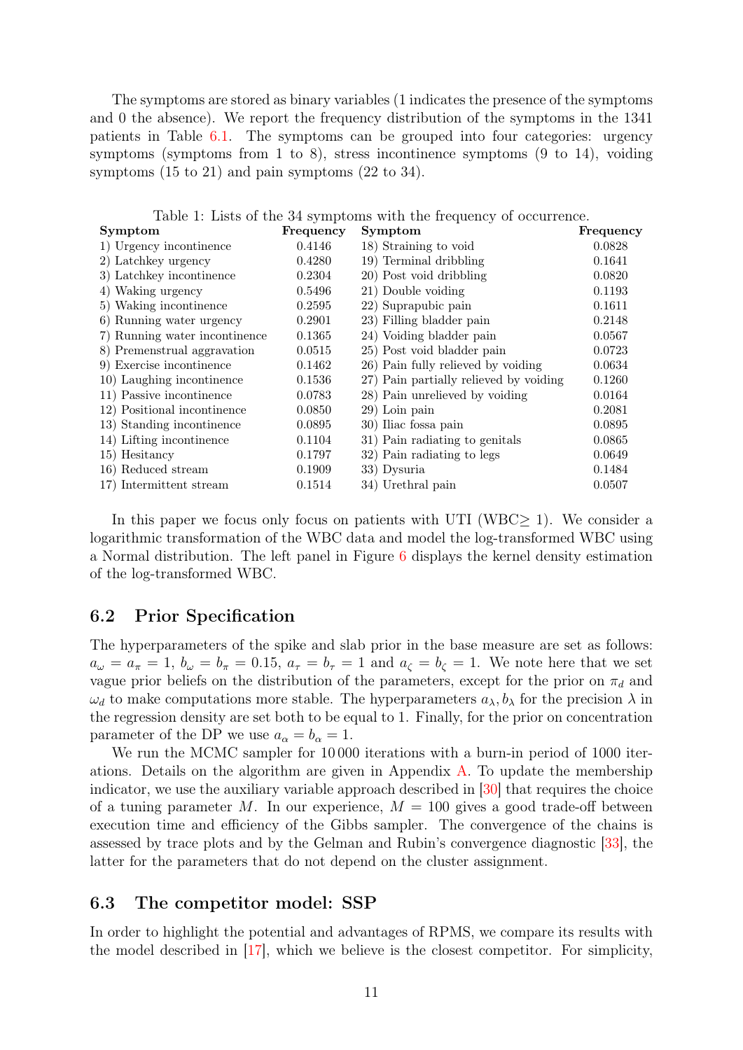The symptoms are stored as binary variables (1 indicates the presence of the symptoms and 0 the absence). We report the frequency distribution of the symptoms in the 1341 patients in Table 6.1. The symptoms can be grouped into four categories: urgency symptoms (symptoms from 1 to 8), stress incontinence symptoms (9 to 14), voiding symptoms (15 to 21) and pain symptoms (22 to 34).

Table 1: Lists of the 34 symptoms with the frequency of occurrence.

| **Symptom** | **Frequency** | **Symptom** | **Frequency** |
|---|---|---|---|
| 1) Urgency incontinence | 0.4146 | 18) Straining to void | 0.0828 |
| 2) Latchkey urgency | 0.4280 | 19) Terminal dribbling | 0.1641 |
| 3) Latchkey incontinence | 0.2304 | 20) Post void dribbling | 0.0820 |
| 4) Waking urgency | 0.5496 | 21) Double voiding | 0.1193 |
| 5) Waking incontinence | 0.2595 | 22) Suprapubic pain | 0.1611 |
| 6) Running water urgency | 0.2901 | 23) Filling bladder pain | 0.2148 |
| 7) Running water incontinence | 0.1365 | 24) Voiding bladder pain | 0.0567 |
| 8) Premenstrual aggravation | 0.0515 | 25) Post void bladder pain | 0.0723 |
| 9) Exercise incontinence | 0.1462 | 26) Pain fully relieved by voiding | 0.0634 |
| 10) Laughing incontinence | 0.1536 | 27) Pain partially relieved by voiding | 0.1260 |
| 11) Passive incontinence | 0.0783 | 28) Pain unrelieved by voiding | 0.0164 |
| 12) Positional incontinence | 0.0850 | 29) Loin pain | 0.2081 |
| 13) Standing incontinence | 0.0895 | 30) Iliac fossa pain | 0.0895 |
| 14) Lifting incontinence | 0.1104 | 31) Pain radiating to genitals | 0.0865 |
| 15) Hesitancy | 0.1797 | 32) Pain radiating to legs | 0.0649 |
| 16) Reduced stream | 0.1909 | 33) Dysuria | 0.1484 |
| 17) Intermittent stream | 0.1514 | 34) Urethral pain | 0.0507 |

In this paper we focus only focus on patients with UTI (WBC$\geq$ 1). We consider a logarithmic transformation of the WBC data and model the log-transformed WBC using a Normal distribution. The left panel in Figure 6 displays the kernel density estimation of the log-transformed WBC.

## 6.2 Prior Specification

The hyperparameters of the spike and slab prior in the base measure are set as follows: $a_\omega = a_\pi = 1$, $b_\omega = b_\pi = 0.15$, $a_\tau = b_\tau = 1$ and $a_\zeta = b_\zeta = 1$. We note here that we set vague prior beliefs on the distribution of the parameters, except for the prior on $\pi_d$ and $\omega_d$ to make computations more stable. The hyperparameters $a_\lambda, b_\lambda$ for the precision $\lambda$ in the regression density are set both to be equal to 1. Finally, for the prior on concentration parameter of the DP we use $a_\alpha = b_\alpha = 1$.

We run the MCMC sampler for 10 000 iterations with a burn-in period of 1000 iterations. Details on the algorithm are given in Appendix A. To update the membership indicator, we use the auxiliary variable approach described in [30] that requires the choice of a tuning parameter $M$. In our experience, $M = 100$ gives a good trade-off between execution time and efficiency of the Gibbs sampler. The convergence of the chains is assessed by trace plots and by the Gelman and Rubin's convergence diagnostic [33], the latter for the parameters that do not depend on the cluster assignment.

## 6.3 The competitor model: SSP

In order to highlight the potential and advantages of RPMS, we compare its results with the model described in [17], which we believe is the closest competitor. For simplicity,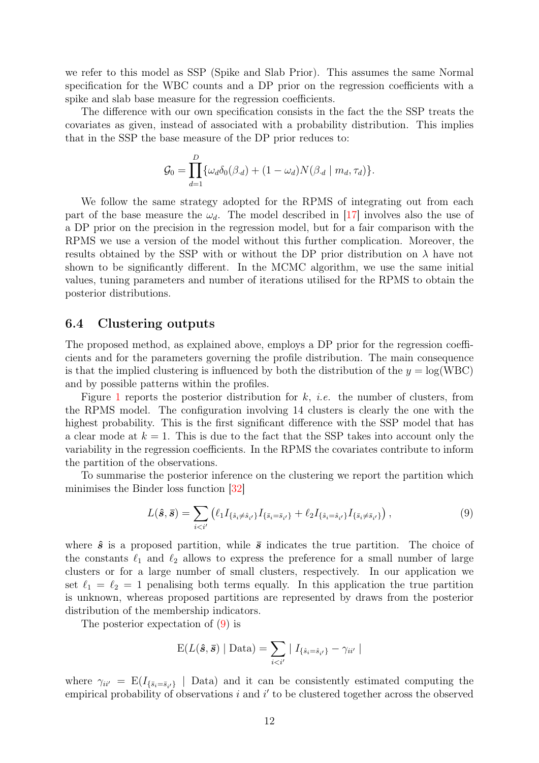we refer to this model as SSP (Spike and Slab Prior). This assumes the same Normal specification for the WBC counts and a DP prior on the regression coefficients with a spike and slab base measure for the regression coefficients.

The difference with our own specification consists in the fact the the SSP treats the covariates as given, instead of associated with a probability distribution. This implies that in the SSP the base measure of the DP prior reduces to:

$$\mathcal{G}_0 = \prod_{d=1}^{D} \{\omega_d \delta_0(\beta_{\cdot d}) + (1 - \omega_d) N(\beta_{\cdot d} \mid m_d, \tau_d)\}.$$

We follow the same strategy adopted for the RPMS of integrating out from each part of the base measure the $\omega_d$. The model described in [17] involves also the use of a DP prior on the precision in the regression model, but for a fair comparison with the RPMS we use a version of the model without this further complication. Moreover, the results obtained by the SSP with or without the DP prior distribution on $\lambda$ have not shown to be significantly different. In the MCMC algorithm, we use the same initial values, tuning parameters and number of iterations utilised for the RPMS to obtain the posterior distributions.

## 6.4 Clustering outputs

The proposed method, as explained above, employs a DP prior for the regression coefficients and for the parameters governing the profile distribution. The main consequence is that the implied clustering is influenced by both the distribution of the $y = \log(\text{WBC})$ and by possible patterns within the profiles.

Figure 1 reports the posterior distribution for $k$, *i.e.* the number of clusters, from the RPMS model. The configuration involving 14 clusters is clearly the one with the highest probability. This is the first significant difference with the SSP model that has a clear mode at $k = 1$. This is due to the fact that the SSP takes into account only the variability in the regression coefficients. In the RPMS the covariates contribute to inform the partition of the observations.

To summarise the posterior inference on the clustering we report the partition which minimises the Binder loss function [32]

$$L(\hat{\boldsymbol{s}}, \bar{\boldsymbol{s}}) = \sum_{i<i'} \left( \ell_1 I_{\{\hat{s}_i \neq \hat{s}_{i'}\}} I_{\{\bar{s}_i = \bar{s}_{i'}\}} + \ell_2 I_{\{\hat{s}_i = \hat{s}_{i'}\}} I_{\{\bar{s}_i \neq \bar{s}_{i'}\}} \right), \tag{9}$$

where $\hat{\boldsymbol{s}}$ is a proposed partition, while $\bar{\boldsymbol{s}}$ indicates the true partition. The choice of the constants $\ell_1$ and $\ell_2$ allows to express the preference for a small number of large clusters or for a large number of small clusters, respectively. In our application we set $\ell_1 = \ell_2 = 1$ penalising both terms equally. In this application the true partition is unknown, whereas proposed partitions are represented by draws from the posterior distribution of the membership indicators.

The posterior expectation of (9) is

$$\mathrm{E}(L(\hat{\boldsymbol{s}}, \bar{\boldsymbol{s}}) \mid \text{Data}) = \sum_{i<i'} \mid I_{\{\hat{s}_i = \hat{s}_{i'}\}} - \gamma_{ii'} \mid$$

where $\gamma_{ii'} = \mathrm{E}(I_{\{\bar{s}_i = \bar{s}_{i'}\}} \mid \text{Data})$ and it can be consistently estimated computing the empirical probability of observations $i$ and $i'$ to be clustered together across the observed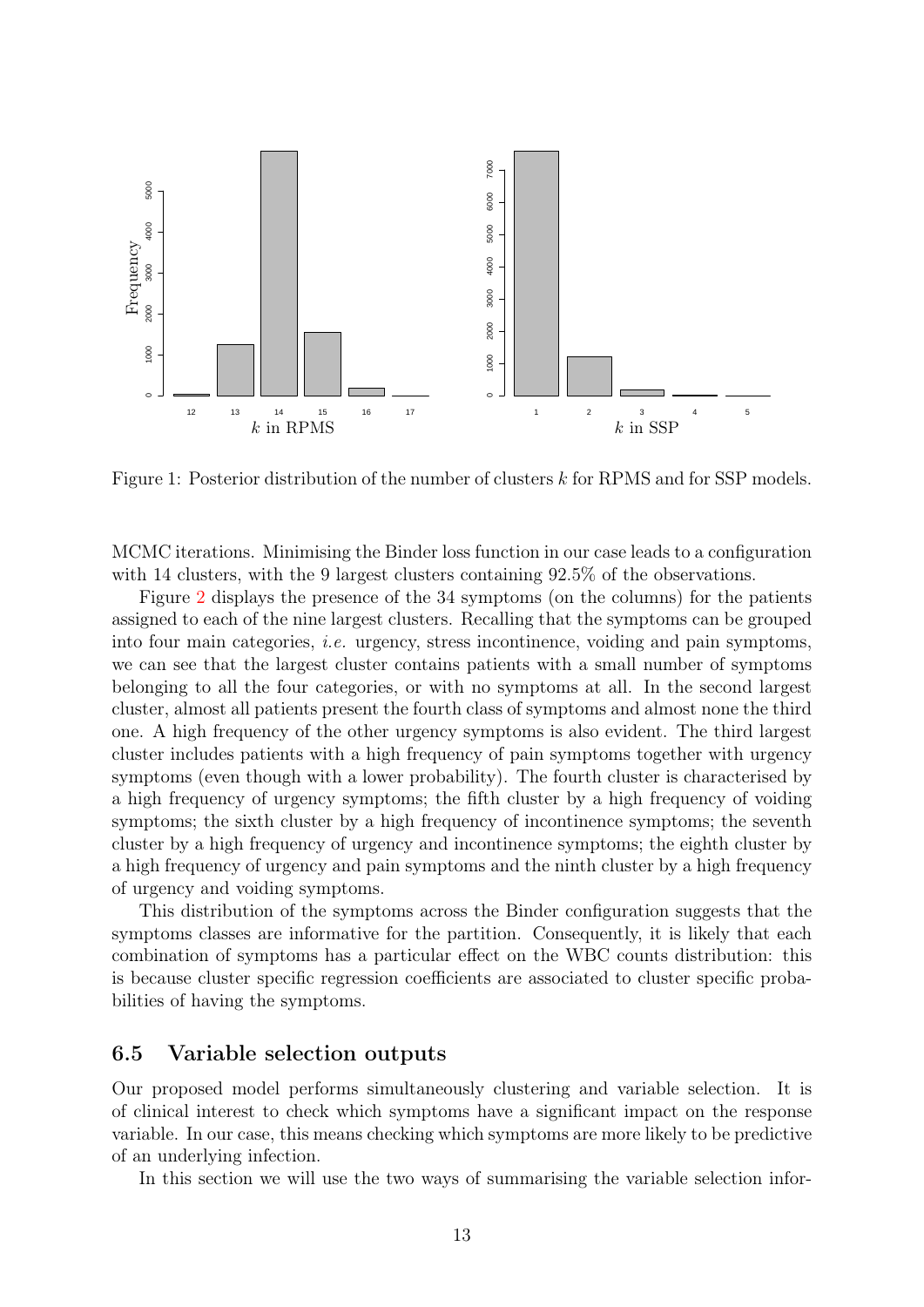Figure 1: Posterior distribution of the number of clusters $k$ for RPMS and for SSP models.

MCMC iterations. Minimising the Binder loss function in our case leads to a configuration with 14 clusters, with the 9 largest clusters containing 92.5% of the observations.

Figure 2 displays the presence of the 34 symptoms (on the columns) for the patients assigned to each of the nine largest clusters. Recalling that the symptoms can be grouped into four main categories, *i.e.* urgency, stress incontinence, voiding and pain symptoms, we can see that the largest cluster contains patients with a small number of symptoms belonging to all the four categories, or with no symptoms at all. In the second largest cluster, almost all patients present the fourth class of symptoms and almost none the third one. A high frequency of the other urgency symptoms is also evident. The third largest cluster includes patients with a high frequency of pain symptoms together with urgency symptoms (even though with a lower probability). The fourth cluster is characterised by a high frequency of urgency symptoms; the fifth cluster by a high frequency of voiding symptoms; the sixth cluster by a high frequency of incontinence symptoms; the seventh cluster by a high frequency of urgency and incontinence symptoms; the eighth cluster by a high frequency of urgency and pain symptoms and the ninth cluster by a high frequency of urgency and voiding symptoms.

This distribution of the symptoms across the Binder configuration suggests that the symptoms classes are informative for the partition. Consequently, it is likely that each combination of symptoms has a particular effect on the WBC counts distribution: this is because cluster specific regression coefficients are associated to cluster specific probabilities of having the symptoms.

## 6.5 Variable selection outputs

Our proposed model performs simultaneously clustering and variable selection. It is of clinical interest to check which symptoms have a significant impact on the response variable. In our case, this means checking which symptoms are more likely to be predictive of an underlying infection.

In this section we will use the two ways of summarising the variable selection infor-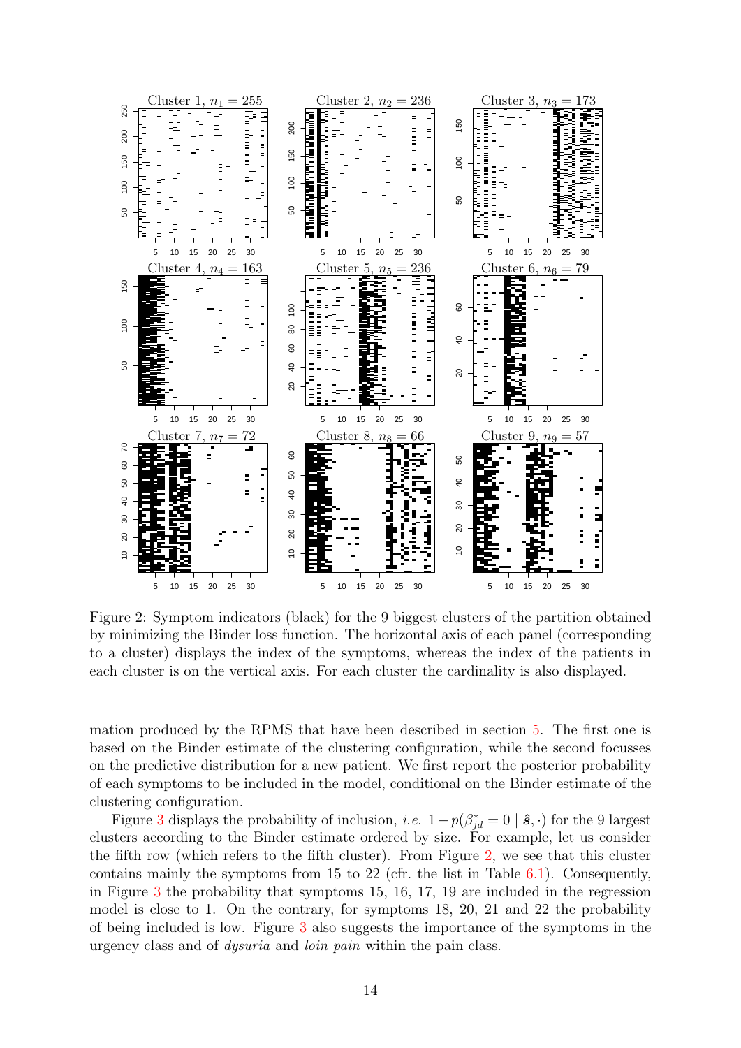Figure 2: Symptom indicators (black) for the 9 biggest clusters of the partition obtained by minimizing the Binder loss function. The horizontal axis of each panel (corresponding to a cluster) displays the index of the symptoms, whereas the index of the patients in each cluster is on the vertical axis. For each cluster the cardinality is also displayed.

mation produced by the RPMS that have been described in section 5. The first one is based on the Binder estimate of the clustering configuration, while the second focusses on the predictive distribution for a new patient. We first report the posterior probability of each symptoms to be included in the model, conditional on the Binder estimate of the clustering configuration.

Figure 3 displays the probability of inclusion, *i.e.* $1 - p(\beta^*_{jd} = 0 \mid \hat{\boldsymbol{s}}, \cdot)$ for the 9 largest clusters according to the Binder estimate ordered by size. For example, let us consider the fifth row (which refers to the fifth cluster). From Figure 2, we see that this cluster contains mainly the symptoms from 15 to 22 (cfr. the list in Table 6.1). Consequently, in Figure 3 the probability that symptoms 15, 16, 17, 19 are included in the regression model is close to 1. On the contrary, for symptoms 18, 20, 21 and 22 the probability of being included is low. Figure 3 also suggests the importance of the symptoms in the urgency class and of *dysuria* and *loin pain* within the pain class.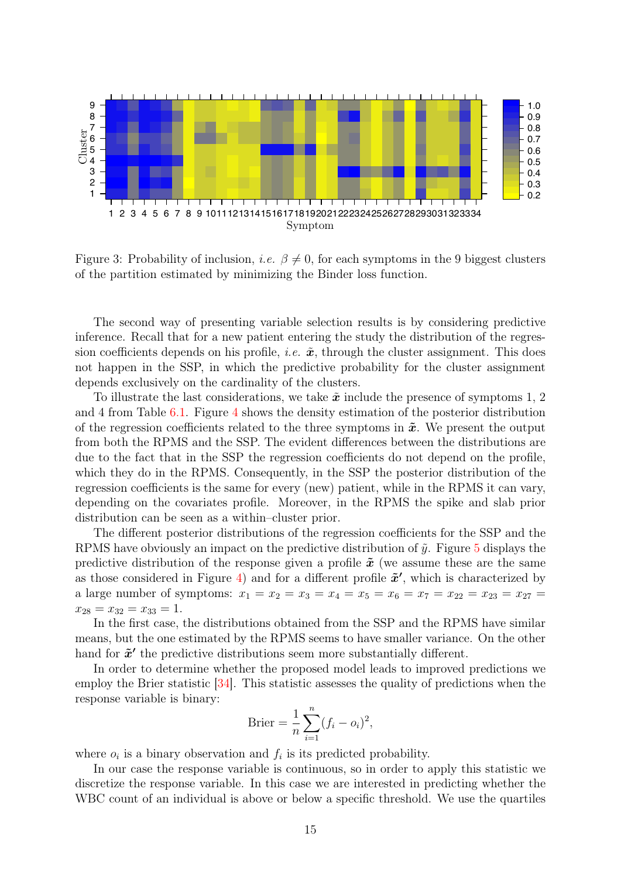Figure 3: Probability of inclusion, *i.e.* $\beta \neq 0$, for each symptoms in the 9 biggest clusters of the partition estimated by minimizing the Binder loss function.

The second way of presenting variable selection results is by considering predictive inference. Recall that for a new patient entering the study the distribution of the regression coefficients depends on his profile, *i.e.* $\tilde{\boldsymbol{x}}$, through the cluster assignment. This does not happen in the SSP, in which the predictive probability for the cluster assignment depends exclusively on the cardinality of the clusters.

To illustrate the last considerations, we take $\tilde{\boldsymbol{x}}$ include the presence of symptoms 1, 2 and 4 from Table 6.1. Figure 4 shows the density estimation of the posterior distribution of the regression coefficients related to the three symptoms in $\tilde{\boldsymbol{x}}$. We present the output from both the RPMS and the SSP. The evident differences between the distributions are due to the fact that in the SSP the regression coefficients do not depend on the profile, which they do in the RPMS. Consequently, in the SSP the posterior distribution of the regression coefficients is the same for every (new) patient, while in the RPMS it can vary, depending on the covariates profile. Moreover, in the RPMS the spike and slab prior distribution can be seen as a within–cluster prior.

The different posterior distributions of the regression coefficients for the SSP and the RPMS have obviously an impact on the predictive distribution of $\tilde{y}$. Figure 5 displays the predictive distribution of the response given a profile $\tilde{\boldsymbol{x}}$ (we assume these are the same as those considered in Figure 4) and for a different profile $\tilde{\boldsymbol{x}}'$, which is characterized by a large number of symptoms: $x_1 = x_2 = x_3 = x_4 = x_5 = x_6 = x_7 = x_{22} = x_{23} = x_{27} = x_{28} = x_{32} = x_{33} = 1$.

In the first case, the distributions obtained from the SSP and the RPMS have similar means, but the one estimated by the RPMS seems to have smaller variance. On the other hand for $\tilde{\boldsymbol{x}}'$ the predictive distributions seem more substantially different.

In order to determine whether the proposed model leads to improved predictions we employ the Brier statistic [34]. This statistic assesses the quality of predictions when the response variable is binary:

$$\text{Brier} = \frac{1}{n}\sum_{i=1}^{n}(f_i - o_i)^2,$$

where $o_i$ is a binary observation and $f_i$ is its predicted probability.

In our case the response variable is continuous, so in order to apply this statistic we discretize the response variable. In this case we are interested in predicting whether the WBC count of an individual is above or below a specific threshold. We use the quartiles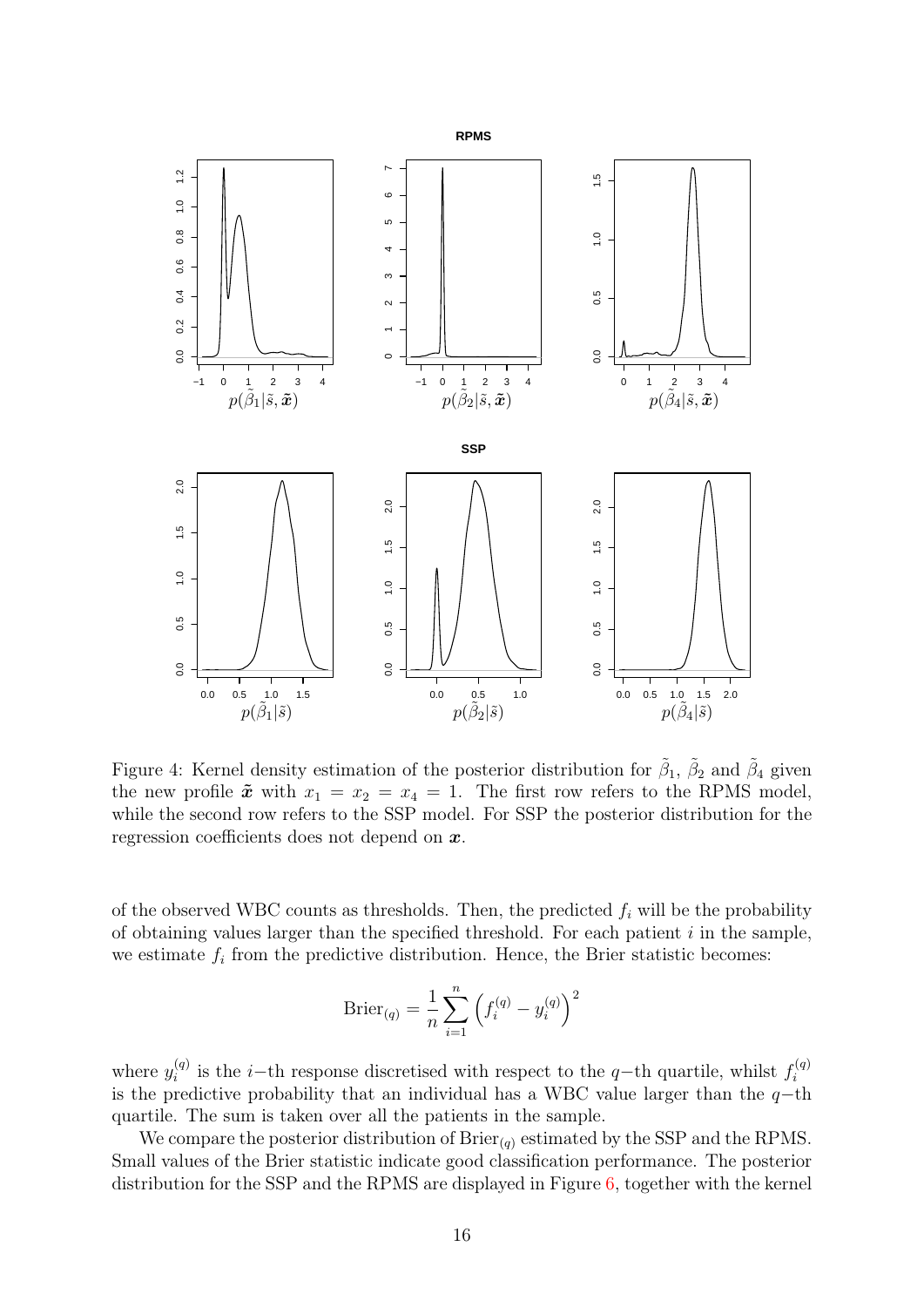Figure 4: Kernel density estimation of the posterior distribution for $\tilde{\beta}_1$, $\tilde{\beta}_2$ and $\tilde{\beta}_4$ given the new profile $\tilde{\boldsymbol{x}}$ with $x_1 = x_2 = x_4 = 1$. The first row refers to the RPMS model, while the second row refers to the SSP model. For SSP the posterior distribution for the regression coefficients does not depend on $\boldsymbol{x}$.

of the observed WBC counts as thresholds. Then, the predicted $f_i$ will be the probability of obtaining values larger than the specified threshold. For each patient $i$ in the sample, we estimate $f_i$ from the predictive distribution. Hence, the Brier statistic becomes:

$$\text{Brier}_{(q)} = \frac{1}{n} \sum_{i=1}^{n} \left( f_i^{(q)} - y_i^{(q)} \right)^2$$

where $y_i^{(q)}$ is the $i-$th response discretised with respect to the $q-$th quartile, whilst $f_i^{(q)}$ is the predictive probability that an individual has a WBC value larger than the $q-$th quartile. The sum is taken over all the patients in the sample.

We compare the posterior distribution of $\text{Brier}_{(q)}$ estimated by the SSP and the RPMS. Small values of the Brier statistic indicate good classification performance. The posterior distribution for the SSP and the RPMS are displayed in Figure 6, together with the kernel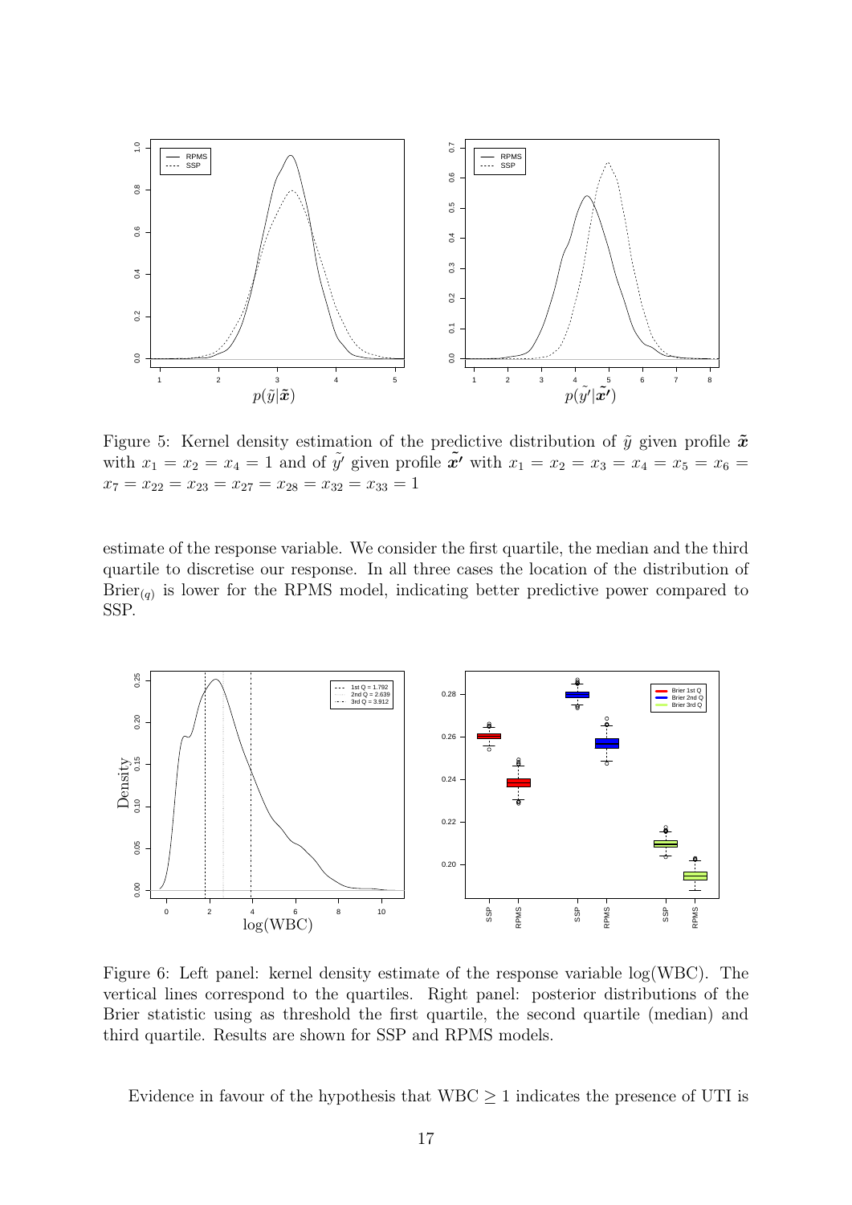Figure 5: Kernel density estimation of the predictive distribution of $\tilde{y}$ given profile $\tilde{\boldsymbol{x}}$ with $x_1 = x_2 = x_4 = 1$ and of $\tilde{y}'$ given profile $\tilde{\boldsymbol{x}}'$ with $x_1 = x_2 = x_3 = x_4 = x_5 = x_6 = x_7 = x_{22} = x_{23} = x_{27} = x_{28} = x_{32} = x_{33} = 1$

estimate of the response variable. We consider the first quartile, the median and the third quartile to discretise our response. In all three cases the location of the distribution of $\text{Brier}_{(q)}$ is lower for the RPMS model, indicating better predictive power compared to SSP.

Figure 6: Left panel: kernel density estimate of the response variable log(WBC). The vertical lines correspond to the quartiles. Right panel: posterior distributions of the Brier statistic using as threshold the first quartile, the second quartile (median) and third quartile. Results are shown for SSP and RPMS models.

Evidence in favour of the hypothesis that WBC $\geq 1$ indicates the presence of UTI is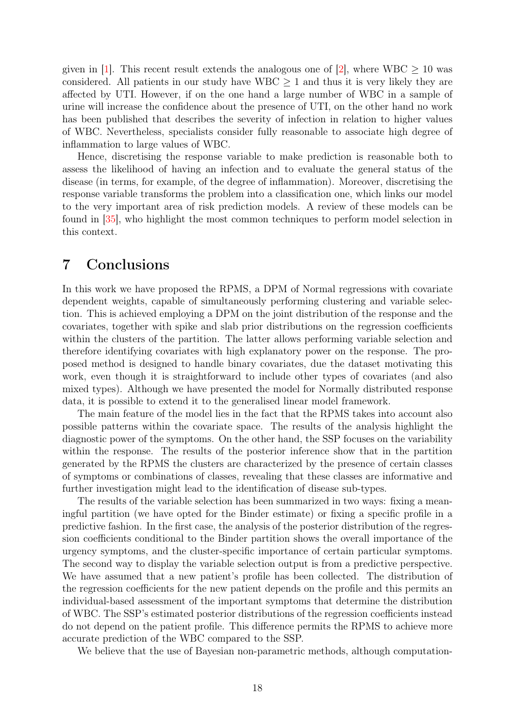given in [1]. This recent result extends the analogous one of [2], where WBC $\geq 10$ was considered. All patients in our study have WBC $\geq 1$ and thus it is very likely they are affected by UTI. However, if on the one hand a large number of WBC in a sample of urine will increase the confidence about the presence of UTI, on the other hand no work has been published that describes the severity of infection in relation to higher values of WBC. Nevertheless, specialists consider fully reasonable to associate high degree of inflammation to large values of WBC.

Hence, discretising the response variable to make prediction is reasonable both to assess the likelihood of having an infection and to evaluate the general status of the disease (in terms, for example, of the degree of inflammation). Moreover, discretising the response variable transforms the problem into a classification one, which links our model to the very important area of risk prediction models. A review of these models can be found in [35], who highlight the most common techniques to perform model selection in this context.

## 7 Conclusions

In this work we have proposed the RPMS, a DPM of Normal regressions with covariate dependent weights, capable of simultaneously performing clustering and variable selection. This is achieved employing a DPM on the joint distribution of the response and the covariates, together with spike and slab prior distributions on the regression coefficients within the clusters of the partition. The latter allows performing variable selection and therefore identifying covariates with high explanatory power on the response. The proposed method is designed to handle binary covariates, due the dataset motivating this work, even though it is straightforward to include other types of covariates (and also mixed types). Although we have presented the model for Normally distributed response data, it is possible to extend it to the generalised linear model framework.

The main feature of the model lies in the fact that the RPMS takes into account also possible patterns within the covariate space. The results of the analysis highlight the diagnostic power of the symptoms. On the other hand, the SSP focuses on the variability within the response. The results of the posterior inference show that in the partition generated by the RPMS the clusters are characterized by the presence of certain classes of symptoms or combinations of classes, revealing that these classes are informative and further investigation might lead to the identification of disease sub-types.

The results of the variable selection has been summarized in two ways: fixing a meaningful partition (we have opted for the Binder estimate) or fixing a specific profile in a predictive fashion. In the first case, the analysis of the posterior distribution of the regression coefficients conditional to the Binder partition shows the overall importance of the urgency symptoms, and the cluster-specific importance of certain particular symptoms. The second way to display the variable selection output is from a predictive perspective. We have assumed that a new patient's profile has been collected. The distribution of the regression coefficients for the new patient depends on the profile and this permits an individual-based assessment of the important symptoms that determine the distribution of WBC. The SSP's estimated posterior distributions of the regression coefficients instead do not depend on the patient profile. This difference permits the RPMS to achieve more accurate prediction of the WBC compared to the SSP.

We believe that the use of Bayesian non-parametric methods, although computation-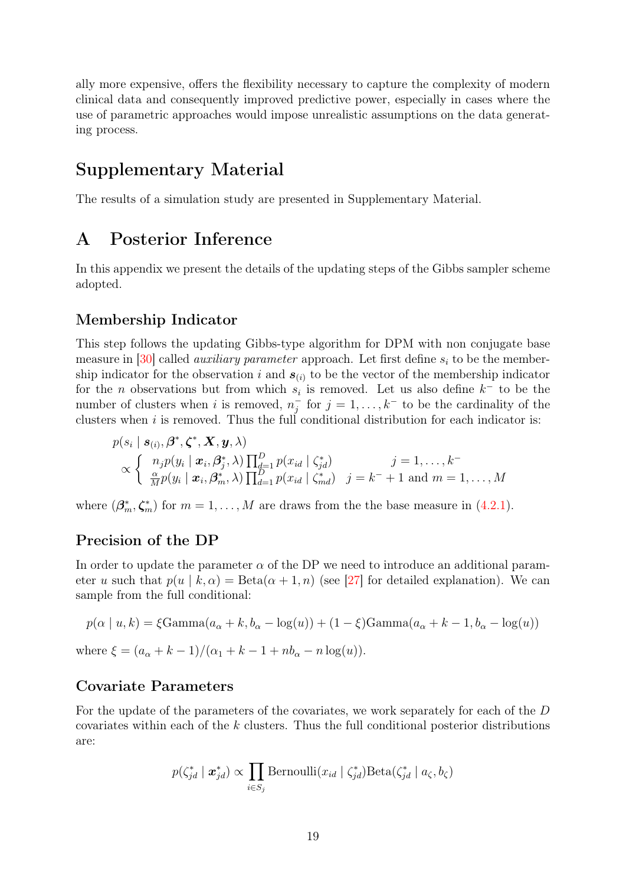ally more expensive, offers the flexibility necessary to capture the complexity of modern clinical data and consequently improved predictive power, especially in cases where the use of parametric approaches would impose unrealistic assumptions on the data generating process.

## Supplementary Material

The results of a simulation study are presented in Supplementary Material.

## A Posterior Inference

In this appendix we present the details of the updating steps of the Gibbs sampler scheme adopted.

### Membership Indicator

This step follows the updating Gibbs-type algorithm for DPM with non conjugate base measure in [30] called *auxiliary parameter* approach. Let first define $s_i$ to be the membership indicator for the observation $i$ and $\boldsymbol{s}_{(i)}$ to be the vector of the membership indicator for the $n$ observations but from which $s_i$ is removed. Let us also define $k^-$ to be the number of clusters when $i$ is removed, $n_j^-$ for $j = 1, \ldots, k^-$ to be the cardinality of the clusters when $i$ is removed. Thus the full conditional distribution for each indicator is:

$$
\begin{aligned}
&p(s_i \mid \boldsymbol{s}_{(i)}, \boldsymbol{\beta}^*, \boldsymbol{\zeta}^*, \boldsymbol{X}, \boldsymbol{y}, \lambda) \\
&\quad \propto \begin{cases} n_j p(y_i \mid \boldsymbol{x}_i, \boldsymbol{\beta}_j^*, \lambda) \prod_{d=1}^{D} p(x_{id} \mid \zeta_{jd}^*) & j = 1, \ldots, k^- \\ \frac{\alpha}{M} p(y_i \mid \boldsymbol{x}_i, \boldsymbol{\beta}_m^*, \lambda) \prod_{d=1}^{D} p(x_{id} \mid \zeta_{md}^*) & j = k^- + 1 \text{ and } m = 1, \ldots, M \end{cases}
\end{aligned}
$$

where $(\boldsymbol{\beta}_m^*, \boldsymbol{\zeta}_m^*)$ for $m = 1, \ldots, M$ are draws from the the base measure in (4.2.1).

### Precision of the DP

In order to update the parameter $\alpha$ of the DP we need to introduce an additional parameter $u$ such that $p(u \mid k, \alpha) = \text{Beta}(\alpha + 1, n)$ (see [27] for detailed explanation). We can sample from the full conditional:

$$
p(\alpha \mid u, k) = \xi \text{Gamma}(a_\alpha + k, b_\alpha - \log(u)) + (1 - \xi) \text{Gamma}(a_\alpha + k - 1, b_\alpha - \log(u))
$$

where $\xi = (a_\alpha + k - 1)/(\alpha_1 + k - 1 + n b_\alpha - n \log(u))$.

### Covariate Parameters

For the update of the parameters of the covariates, we work separately for each of the $D$ covariates within each of the $k$ clusters. Thus the full conditional posterior distributions are:

$$
p(\zeta_{jd}^* \mid \boldsymbol{x}_{jd}^*) \propto \prod_{i \in S_j} \text{Bernoulli}(x_{id} \mid \zeta_{jd}^*) \text{Beta}(\zeta_{jd}^* \mid a_\zeta, b_\zeta)
$$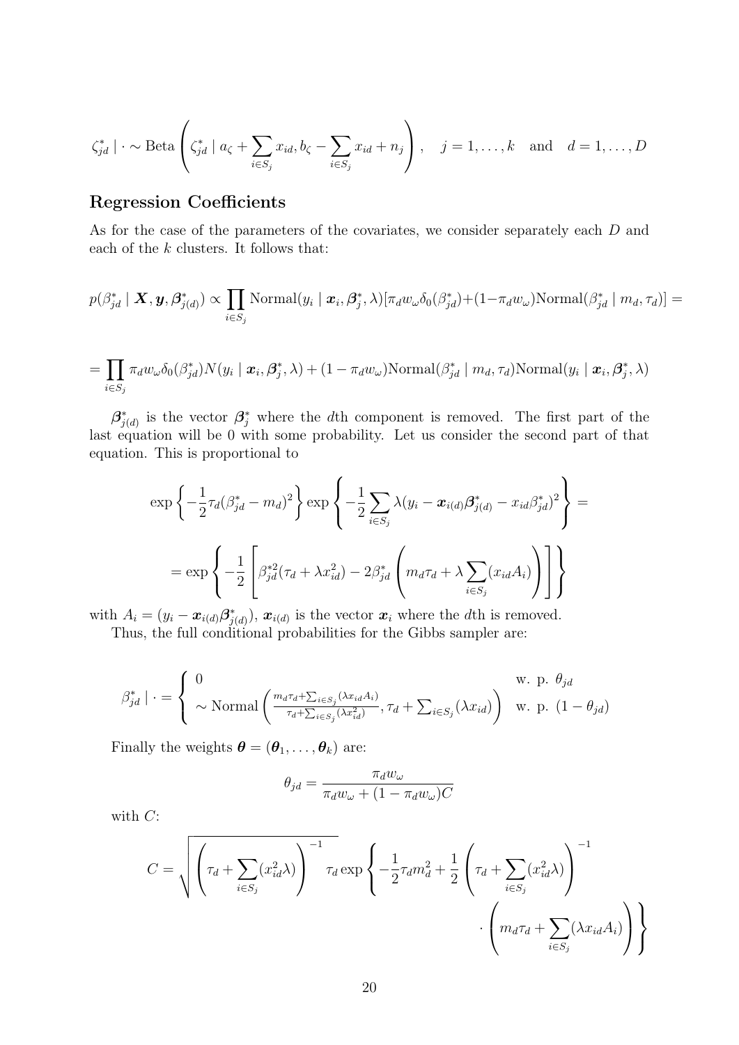$$\zeta_{jd}^* \mid \cdot \sim \text{Beta}\left(\zeta_{jd}^* \mid a_\zeta + \sum_{i \in S_j} x_{id}, b_\zeta - \sum_{i \in S_j} x_{id} + n_j\right), \quad j = 1, \dots, k \quad \text{and} \quad d = 1, \dots, D$$

### Regression Coefficients

As for the case of the parameters of the covariates, we consider separately each $D$ and each of the $k$ clusters. It follows that:

$$p(\beta_{jd}^* \mid \boldsymbol{X}, \boldsymbol{y}, \boldsymbol{\beta}_{j(d)}^*) \propto \prod_{i \in S_j} \text{Normal}(y_i \mid \boldsymbol{x}_i, \boldsymbol{\beta}_j^*, \lambda)[\pi_d w_\omega \delta_0(\beta_{jd}^*) + (1 - \pi_d w_\omega)\text{Normal}(\beta_{jd}^* \mid m_d, \tau_d)] =$$

$$= \prod_{i \in S_j} \pi_d w_\omega \delta_0(\beta_{jd}^*) N(y_i \mid \boldsymbol{x}_i, \boldsymbol{\beta}_j^*, \lambda) + (1 - \pi_d w_\omega)\text{Normal}(\beta_{jd}^* \mid m_d, \tau_d)\text{Normal}(y_i \mid \boldsymbol{x}_i, \boldsymbol{\beta}_j^*, \lambda)$$

$\boldsymbol{\beta}_{j(d)}^*$ is the vector $\boldsymbol{\beta}_j^*$ where the $d$th component is removed. The first part of the last equation will be 0 with some probability. Let us consider the second part of that equation. This is proportional to

$$\exp\left\{-\frac{1}{2}\tau_d(\beta_{jd}^* - m_d)^2\right\} \exp\left\{-\frac{1}{2}\sum_{i \in S_j} \lambda(y_i - \boldsymbol{x}_{i(d)}\boldsymbol{\beta}_{j(d)}^* - x_{id}\beta_{jd}^*)^2\right\} =$$

$$= \exp\left\{-\frac{1}{2}\left[\beta_{jd}^{*2}(\tau_d + \lambda x_{id}^2) - 2\beta_{jd}^*\left(m_d\tau_d + \lambda\sum_{i \in S_j}(x_{id}A_i)\right)\right]\right\}$$

with $A_i = (y_i - \boldsymbol{x}_{i(d)}\boldsymbol{\beta}_{j(d)}^*)$, $\boldsymbol{x}_{i(d)}$ is the vector $\boldsymbol{x}_i$ where the $d$th is removed.

Thus, the full conditional probabilities for the Gibbs sampler are:

$$\beta_{jd}^* \mid \cdot = \begin{cases} 0 & \text{w. p. } \theta_{jd} \\ \sim \text{Normal}\left(\frac{m_d\tau_d + \sum_{i \in S_j}(\lambda x_{id}A_i)}{\tau_d + \sum_{i \in S_j}(\lambda x_{id}^2)}, \tau_d + \sum_{i \in S_j}(\lambda x_{id})\right) & \text{w. p. } (1 - \theta_{jd}) \end{cases}$$

Finally the weights $\boldsymbol{\theta} = (\boldsymbol{\theta}_1, \dots, \boldsymbol{\theta}_k)$ are:

$$\theta_{jd} = \frac{\pi_d w_\omega}{\pi_d w_\omega + (1 - \pi_d w_\omega)C}$$

with $C$:

$$C = \sqrt{\left(\tau_d + \sum_{i \in S_j}(x_{id}^2\lambda)\right)^{-1}\tau_d} \exp\left\{-\frac{1}{2}\tau_d m_d^2 + \frac{1}{2}\left(\tau_d + \sum_{i \in S_j}(x_{id}^2\lambda)\right)^{-1} \cdot \left(m_d\tau_d + \sum_{i \in S_j}(\lambda x_{id}A_i)\right)\right\}$$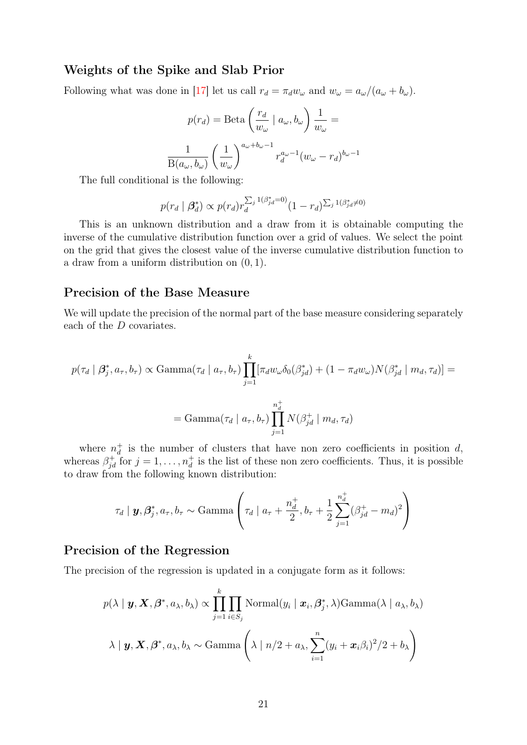### Weights of the Spike and Slab Prior

Following what was done in [17] let us call $r_d = \pi_d w_\omega$ and $w_\omega = a_\omega/(a_\omega + b_\omega)$.

$$
p(r_d) = \text{Beta}\left(\frac{r_d}{w_\omega} \mid a_\omega, b_\omega\right)\frac{1}{w_\omega} =
$$

$$
\frac{1}{\text{B}(a_\omega, b_\omega)}\left(\frac{1}{w_\omega}\right)^{a_\omega + b_\omega - 1} r_d^{a_\omega - 1}(w_\omega - r_d)^{b_\omega - 1}
$$

The full conditional is the following:

$$
p(r_d \mid \boldsymbol{\beta}_d^*) \propto p(r_d) r_d^{\sum_j 1(\beta_{jd}^* = 0)} (1 - r_d)^{\sum_j 1(\beta_{jd}^* \neq 0)}
$$

This is an unknown distribution and a draw from it is obtainable computing the inverse of the cumulative distribution function over a grid of values. We select the point on the grid that gives the closest value of the inverse cumulative distribution function to a draw from a uniform distribution on $(0, 1)$.

### Precision of the Base Measure

We will update the precision of the normal part of the base measure considering separately each of the $D$ covariates.

$$
p(\tau_d \mid \boldsymbol{\beta}_j^*, a_\tau, b_\tau) \propto \text{Gamma}(\tau_d \mid a_\tau, b_\tau) \prod_{j=1}^{k} [\pi_d w_\omega \delta_0(\beta_{jd}^*) + (1 - \pi_d w_\omega) N(\beta_{jd}^* \mid m_d, \tau_d)] =
$$

$$
= \text{Gamma}(\tau_d \mid a_\tau, b_\tau) \prod_{j=1}^{n_d^+} N(\beta_{jd}^+ \mid m_d, \tau_d)
$$

where $n_d^+$ is the number of clusters that have non zero coefficients in position $d$, whereas $\beta_{jd}^+$ for $j = 1, \ldots, n_d^+$ is the list of these non zero coefficients. Thus, it is possible to draw from the following known distribution:

$$
\tau_d \mid \boldsymbol{y}, \boldsymbol{\beta}_j^*, a_\tau, b_\tau \sim \text{Gamma}\left(\tau_d \mid a_\tau + \frac{n_d^+}{2}, b_\tau + \frac{1}{2}\sum_{j=1}^{n_d^+} (\beta_{jd}^+ - m_d)^2\right)
$$

### Precision of the Regression

The precision of the regression is updated in a conjugate form as it follows:

$$
p(\lambda \mid \boldsymbol{y}, \boldsymbol{X}, \boldsymbol{\beta}^*, a_\lambda, b_\lambda) \propto \prod_{j=1}^{k} \prod_{i \in S_j} \text{Normal}(y_i \mid \boldsymbol{x}_i, \boldsymbol{\beta}_j^*, \lambda) \text{Gamma}(\lambda \mid a_\lambda, b_\lambda)
$$

$$
\lambda \mid \boldsymbol{y}, \boldsymbol{X}, \boldsymbol{\beta}^*, a_\lambda, b_\lambda \sim \text{Gamma}\left(\lambda \mid n/2 + a_\lambda, \sum_{i=1}^{n} (y_i + \boldsymbol{x}_i \beta_i)^2/2 + b_\lambda\right)
$$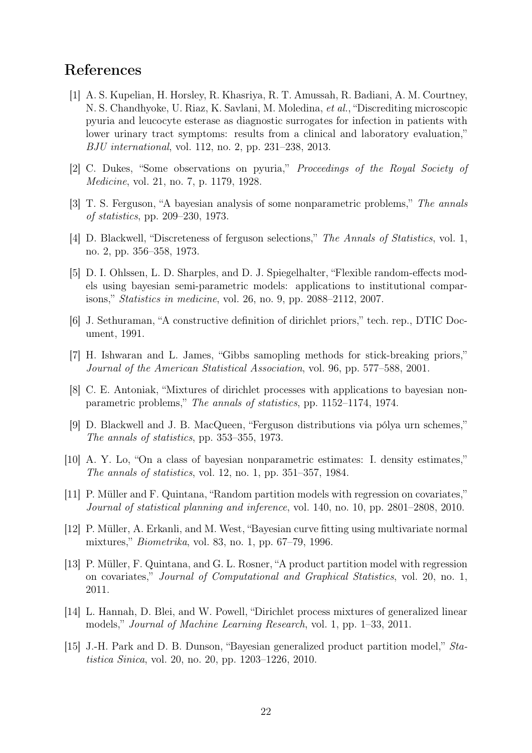# References

[1] A. S. Kupelian, H. Horsley, R. Khasriya, R. T. Amussah, R. Badiani, A. M. Courtney, N. S. Chandhyoke, U. Riaz, K. Savlani, M. Moledina, *et al.*, "Discrediting microscopic pyuria and leucocyte esterase as diagnostic surrogates for infection in patients with lower urinary tract symptoms: results from a clinical and laboratory evaluation," *BJU international*, vol. 112, no. 2, pp. 231–238, 2013.

[2] C. Dukes, "Some observations on pyuria," *Proceedings of the Royal Society of Medicine*, vol. 21, no. 7, p. 1179, 1928.

[3] T. S. Ferguson, "A bayesian analysis of some nonparametric problems," *The annals of statistics*, pp. 209–230, 1973.

[4] D. Blackwell, "Discreteness of ferguson selections," *The Annals of Statistics*, vol. 1, no. 2, pp. 356–358, 1973.

[5] D. I. Ohlssen, L. D. Sharples, and D. J. Spiegelhalter, "Flexible random-effects models using bayesian semi-parametric models: applications to institutional comparisons," *Statistics in medicine*, vol. 26, no. 9, pp. 2088–2112, 2007.

[6] J. Sethuraman, "A constructive definition of dirichlet priors," tech. rep., DTIC Document, 1991.

[7] H. Ishwaran and L. James, "Gibbs samopling methods for stick-breaking priors," *Journal of the American Statistical Association*, vol. 96, pp. 577–588, 2001.

[8] C. E. Antoniak, "Mixtures of dirichlet processes with applications to bayesian nonparametric problems," *The annals of statistics*, pp. 1152–1174, 1974.

[9] D. Blackwell and J. B. MacQueen, "Ferguson distributions via pólya urn schemes," *The annals of statistics*, pp. 353–355, 1973.

[10] A. Y. Lo, "On a class of bayesian nonparametric estimates: I. density estimates," *The annals of statistics*, vol. 12, no. 1, pp. 351–357, 1984.

[11] P. Müller and F. Quintana, "Random partition models with regression on covariates," *Journal of statistical planning and inference*, vol. 140, no. 10, pp. 2801–2808, 2010.

[12] P. Müller, A. Erkanli, and M. West, "Bayesian curve fitting using multivariate normal mixtures," *Biometrika*, vol. 83, no. 1, pp. 67–79, 1996.

[13] P. Müller, F. Quintana, and G. L. Rosner, "A product partition model with regression on covariates," *Journal of Computational and Graphical Statistics*, vol. 20, no. 1, 2011.

[14] L. Hannah, D. Blei, and W. Powell, "Dirichlet process mixtures of generalized linear models," *Journal of Machine Learning Research*, vol. 1, pp. 1–33, 2011.

[15] J.-H. Park and D. B. Dunson, "Bayesian generalized product partition model," *Statistica Sinica*, vol. 20, no. 20, pp. 1203–1226, 2010.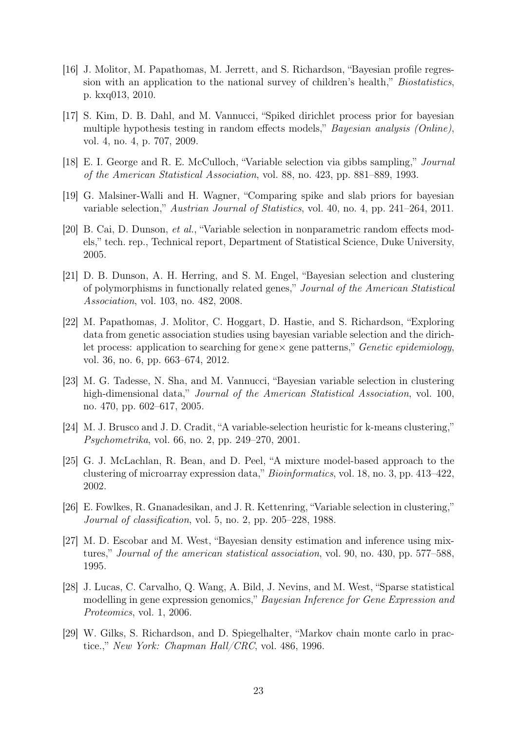[16] J. Molitor, M. Papathomas, M. Jerrett, and S. Richardson, "Bayesian profile regression with an application to the national survey of children's health," *Biostatistics*, p. kxq013, 2010.

[17] S. Kim, D. B. Dahl, and M. Vannucci, "Spiked dirichlet process prior for bayesian multiple hypothesis testing in random effects models," *Bayesian analysis (Online)*, vol. 4, no. 4, p. 707, 2009.

[18] E. I. George and R. E. McCulloch, "Variable selection via gibbs sampling," *Journal of the American Statistical Association*, vol. 88, no. 423, pp. 881–889, 1993.

[19] G. Malsiner-Walli and H. Wagner, "Comparing spike and slab priors for bayesian variable selection," *Austrian Journal of Statistics*, vol. 40, no. 4, pp. 241–264, 2011.

[20] B. Cai, D. Dunson, *et al.*, "Variable selection in nonparametric random effects models," tech. rep., Technical report, Department of Statistical Science, Duke University, 2005.

[21] D. B. Dunson, A. H. Herring, and S. M. Engel, "Bayesian selection and clustering of polymorphisms in functionally related genes," *Journal of the American Statistical Association*, vol. 103, no. 482, 2008.

[22] M. Papathomas, J. Molitor, C. Hoggart, D. Hastie, and S. Richardson, "Exploring data from genetic association studies using bayesian variable selection and the dirichlet process: application to searching for gene× gene patterns," *Genetic epidemiology*, vol. 36, no. 6, pp. 663–674, 2012.

[23] M. G. Tadesse, N. Sha, and M. Vannucci, "Bayesian variable selection in clustering high-dimensional data," *Journal of the American Statistical Association*, vol. 100, no. 470, pp. 602–617, 2005.

[24] M. J. Brusco and J. D. Cradit, "A variable-selection heuristic for k-means clustering," *Psychometrika*, vol. 66, no. 2, pp. 249–270, 2001.

[25] G. J. McLachlan, R. Bean, and D. Peel, "A mixture model-based approach to the clustering of microarray expression data," *Bioinformatics*, vol. 18, no. 3, pp. 413–422, 2002.

[26] E. Fowlkes, R. Gnanadesikan, and J. R. Kettenring, "Variable selection in clustering," *Journal of classification*, vol. 5, no. 2, pp. 205–228, 1988.

[27] M. D. Escobar and M. West, "Bayesian density estimation and inference using mixtures," *Journal of the american statistical association*, vol. 90, no. 430, pp. 577–588, 1995.

[28] J. Lucas, C. Carvalho, Q. Wang, A. Bild, J. Nevins, and M. West, "Sparse statistical modelling in gene expression genomics," *Bayesian Inference for Gene Expression and Proteomics*, vol. 1, 2006.

[29] W. Gilks, S. Richardson, and D. Spiegelhalter, "Markov chain monte carlo in practice.," *New York: Chapman Hall/CRC*, vol. 486, 1996.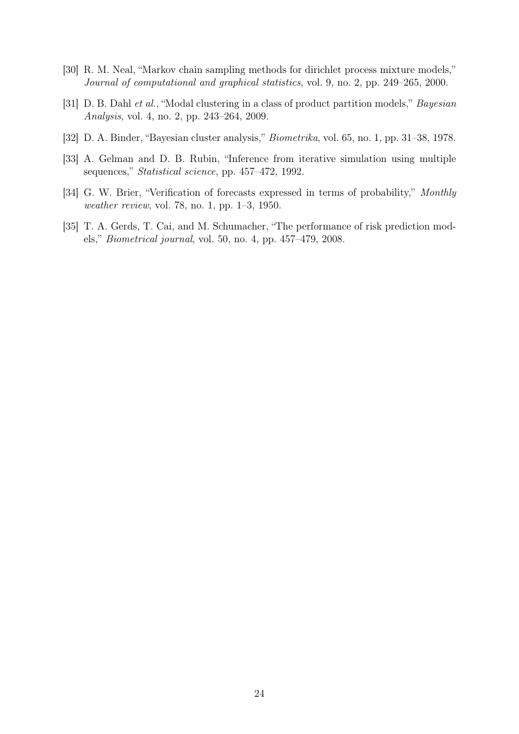[30] R. M. Neal, "Markov chain sampling methods for dirichlet process mixture models," *Journal of computational and graphical statistics*, vol. 9, no. 2, pp. 249–265, 2000.

[31] D. B. Dahl *et al.*, "Modal clustering in a class of product partition models," *Bayesian Analysis*, vol. 4, no. 2, pp. 243–264, 2009.

[32] D. A. Binder, "Bayesian cluster analysis," *Biometrika*, vol. 65, no. 1, pp. 31–38, 1978.

[33] A. Gelman and D. B. Rubin, "Inference from iterative simulation using multiple sequences," *Statistical science*, pp. 457–472, 1992.

[34] G. W. Brier, "Verification of forecasts expressed in terms of probability," *Monthly weather review*, vol. 78, no. 1, pp. 1–3, 1950.

[35] T. A. Gerds, T. Cai, and M. Schumacher, "The performance of risk prediction models," *Biometrical journal*, vol. 50, no. 4, pp. 457–479, 2008.